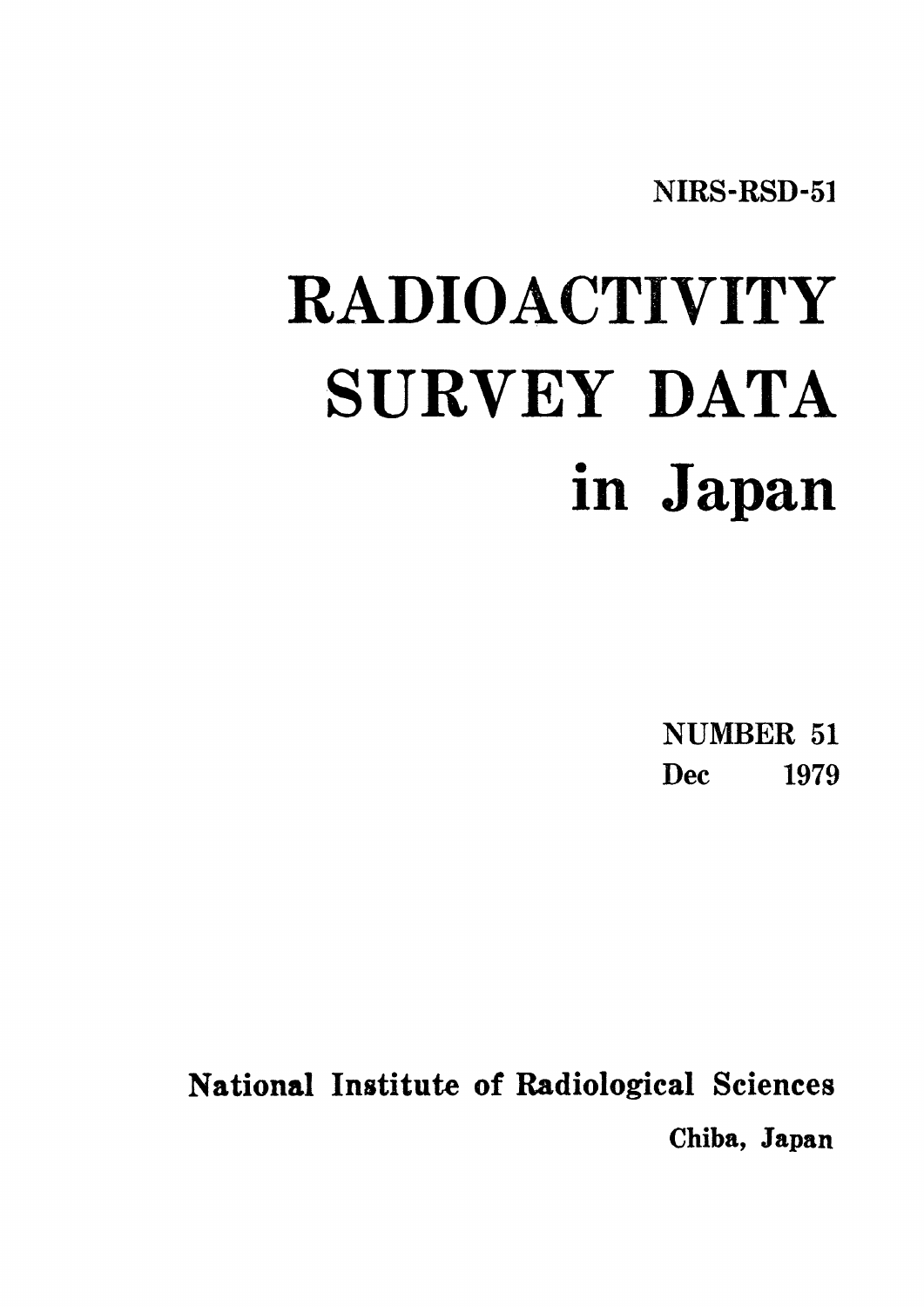NIRS-RSD-51

# RADIOACTIVITY SURVEY DATA in Japan

NUMBER 51
Dec 1979

National Institute of Radiological Sciences
Chiba, Japan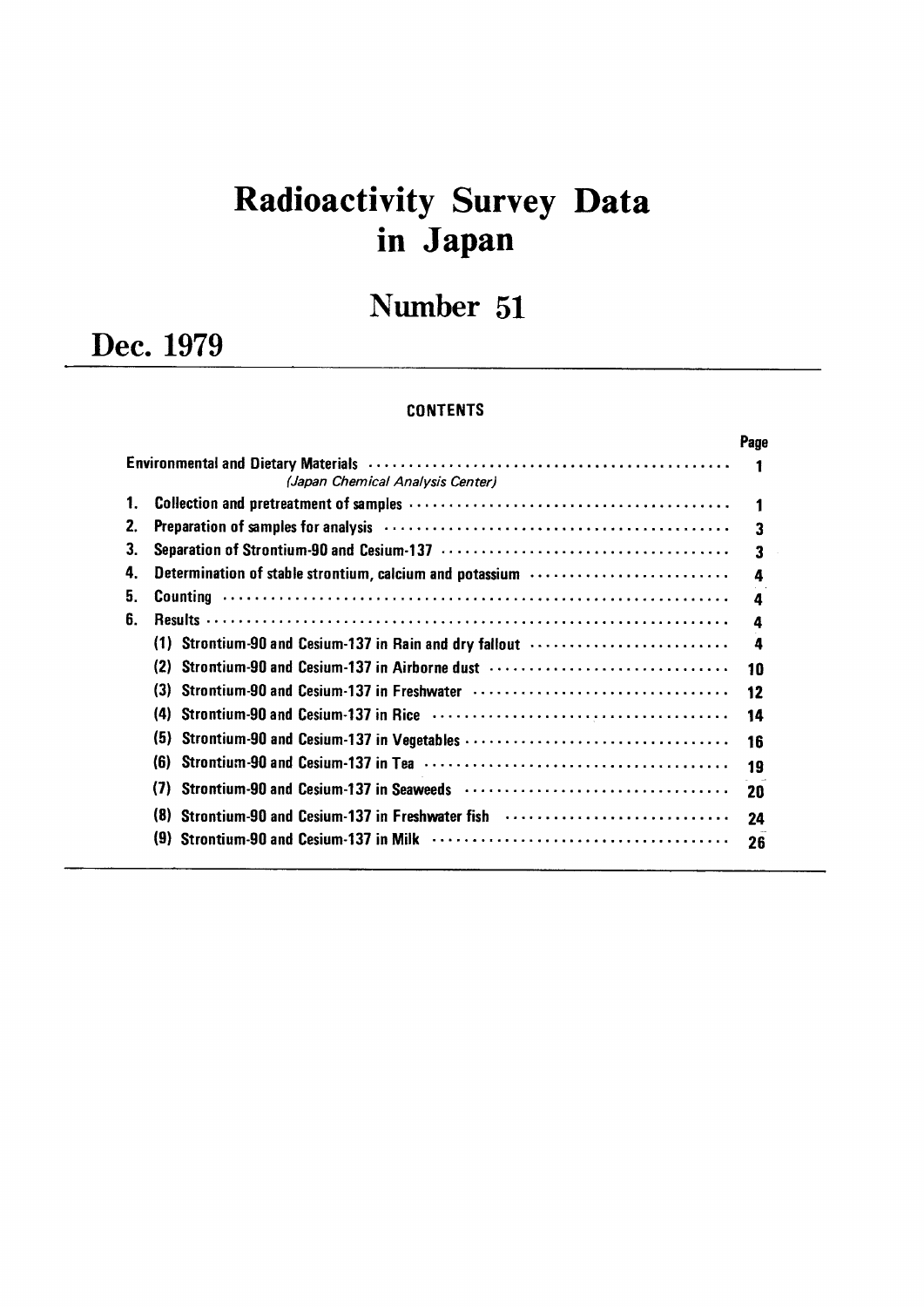# Radioactivity Survey Data in Japan

## Number 51

## Dec. 1979

### CONTENTS

| | Page |
|---|---|
| Environmental and Dietary Materials ............................................. *(Japan Chemical Analysis Center)* | 1 |
| 1. Collection and pretreatment of samples ............................................. | 1 |
| 2. Preparation of samples for analysis ............................................. | 3 |
| 3. Separation of Strontium-90 and Cesium-137 ............................................. | 3 |
| 4. Determination of stable strontium, calcium and potassium ............................................. | 4 |
| 5. Counting ............................................. | 4 |
| 6. Results ............................................. | 4 |
| (1) Strontium-90 and Cesium-137 in Rain and dry fallout ............................................. | 4 |
| (2) Strontium-90 and Cesium-137 in Airborne dust ............................................. | 10 |
| (3) Strontium-90 and Cesium-137 in Freshwater ............................................. | 12 |
| (4) Strontium-90 and Cesium-137 in Rice ............................................. | 14 |
| (5) Strontium-90 and Cesium-137 in Vegetables ............................................. | 16 |
| (6) Strontium-90 and Cesium-137 in Tea ............................................. | 19 |
| (7) Strontium-90 and Cesium-137 in Seaweeds ............................................. | 20 |
| (8) Strontium-90 and Cesium-137 in Freshwater fish ............................................. | 24 |
| (9) Strontium-90 and Cesium-137 in Milk ............................................. | 26 |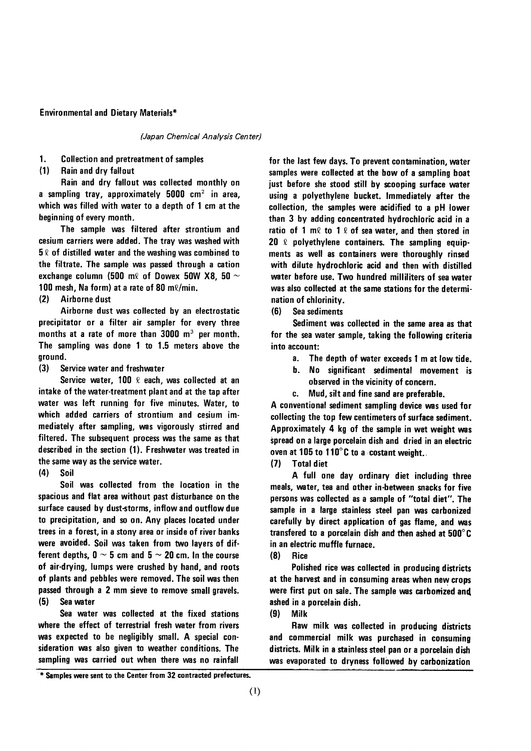## Environmental and Dietary Materials*

*(Japan Chemical Analysis Center)*

### 1. Collection and pretreatment of samples

#### (1) Rain and dry fallout

Rain and dry fallout was collected monthly on a sampling tray, approximately 5000 $cm^2$ in area, which was filled with water to a depth of 1 cm at the beginning of every month.

The sample was filtered after strontium and cesium carriers were added. The tray was washed with 5 ℓ of distilled water and the washing was combined to the filtrate. The sample was passed through a cation exchange column (500 mℓ of Dowex 50W X8, 50 ~ 100 mesh, Na form) at a rate of 80 mℓ/min.

#### (2) Airborne dust

Airborne dust was collected by an electrostatic precipitator or a filter air sampler for every three months at a rate of more than 3000 $m^3$ per month. The sampling was done 1 to 1.5 meters above the ground.

#### (3) Service water and freshwater

Service water, 100 ℓ each, was collected at an intake of the water-treatment plant and at the tap after water was left running for five minutes. Water, to which added carriers of strontium and cesium immediately after sampling, was vigorously stirred and filtered. The subsequent process was the same as that described in the section (1). Freshwater was treated in the same way as the service water.

#### (4) Soil

Soil was collected from the location in the spacious and flat area without past disturbance on the surface caused by dust-storms, inflow and outflow due to precipitation, and so on. Any places located under trees in a forest, in a stony area or inside of river banks were avoided. Soil was taken from two layers of different depths, 0 ~ 5 cm and 5 ~ 20 cm. In the course of air-drying, lumps were crushed by hand, and roots of plants and pebbles were removed. The soil was then passed through a 2 mm sieve to remove small gravels.

#### (5) Sea water

Sea water was collected at the fixed stations where the effect of terrestrial fresh water from rivers was expected to be negligibly small. A special consideration was also given to weather conditions. The sampling was carried out when there was no rainfall for the last few days. To prevent contamination, water samples were collected at the bow of a sampling boat just before she stood still by scooping surface water using a polyethylene bucket. Immediately after the collection, the samples were acidified to a pH lower than 3 by adding concentrated hydrochloric acid in a ratio of 1 mℓ to 1 ℓ of sea water, and then stored in 20 ℓ polyethylene containers. The sampling equipments as well as containers were thoroughly rinsed with dilute hydrochloric acid and then with distilled water before use. Two hundred milliliters of sea water was also collected at the same stations for the determination of chlorinity.

#### (6) Sea sediments

Sediment was collected in the same area as that for the sea water sample, taking the following criteria into account:

a. The depth of water exceeds 1 m at low tide.

b. No significant sedimental movement is observed in the vicinity of concern.

c. Mud, silt and fine sand are preferable.

A conventional sediment sampling device was used for collecting the top few centimeters of surface sediment. Approximately 4 kg of the sample in wet weight was spread on a large porcelain dish and dried in an electric oven at 105 to 110°C to a costant weight.

#### (7) Total diet

A full one day ordinary diet including three meals, water, tea and other in-between snacks for five persons was collected as a sample of "total diet". The sample in a large stainless steel pan was carbonized carefully by direct application of gas flame, and was transfered to a porcelain dish and then ashed at 500°C in an electric muffle furnace.

#### (8) Rice

Polished rice was collected in producing districts at the harvest and in consuming areas when new crops were first put on sale. The sample was carbonized and ashed in a porcelain dish.

#### (9) Milk

Raw milk was collected in producing districts and commercial milk was purchased in consuming districts. Milk in a stainless steel pan or a porcelain dish was evaporated to dryness followed by carbonization

---

\* Samples were sent to the Center from 32 contracted prefectures.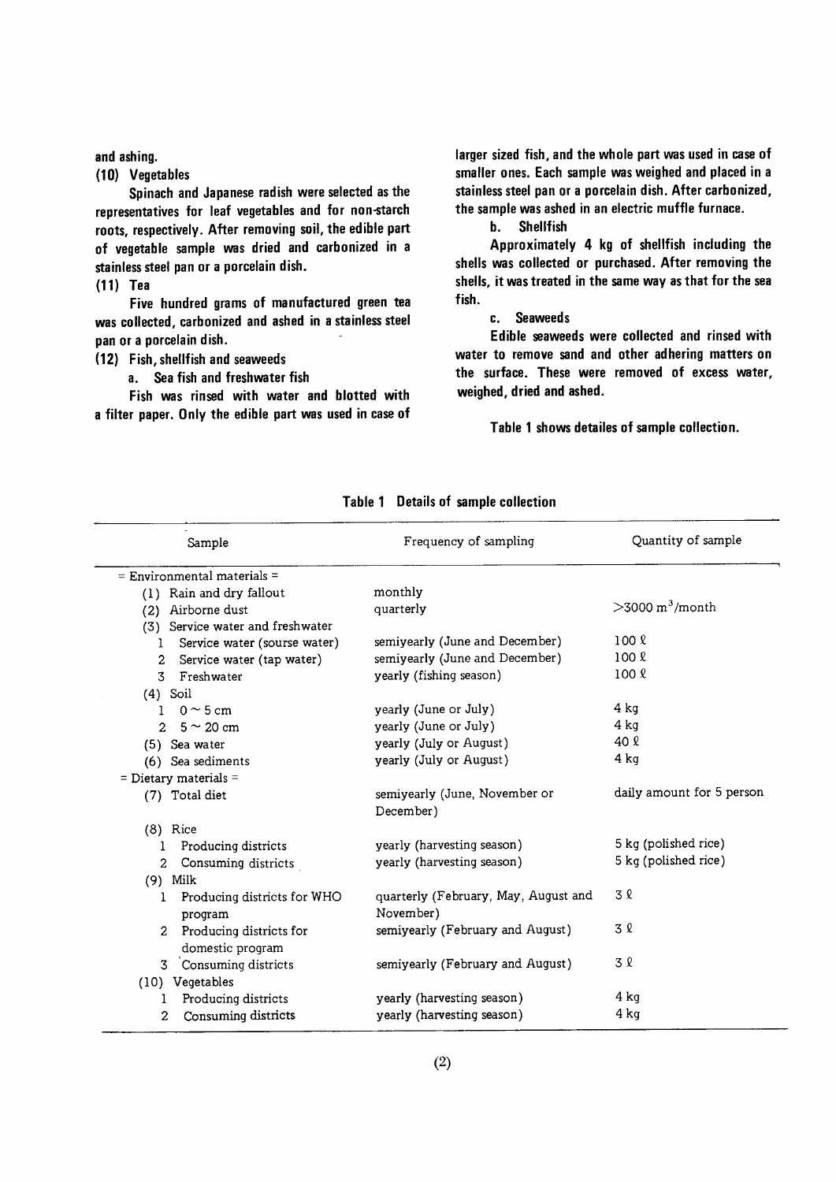and ashing.

**(10) Vegetables**

Spinach and Japanese radish were selected as the representatives for leaf vegetables and for non-starch roots, respectively. After removing soil, the edible part of vegetable sample was dried and carbonized in a stainless steel pan or a porcelain dish.

**(11) Tea**

Five hundred grams of manufactured green tea was collected, carbonized and ashed in a stainless steel pan or a porcelain dish.

**(12) Fish, shellfish and seaweeds**

**a. Sea fish and freshwater fish**

Fish was rinsed with water and blotted with a filter paper. Only the edible part was used in case of larger sized fish, and the whole part was used in case of smaller ones. Each sample was weighed and placed in a stainless steel pan or a porcelain dish. After carbonized, the sample was ashed in an electric muffle furnace.

**b. Shellfish**

Approximately 4 kg of shellfish including the shells was collected or purchased. After removing the shells, it was treated in the same way as that for the sea fish.

**c. Seaweeds**

Edible seaweeds were collected and rinsed with water to remove sand and other adhering matters on the surface. These were removed of excess water, weighed, dried and ashed.

Table 1 shows detailes of sample collection.

**Table 1 Details of sample collection**

| Sample | Frequency of sampling | Quantity of sample |
|---|---|---|
| = Environmental materials = | | |
| (1) Rain and dry fallout | monthly | |
| (2) Airborne dust | quarterly | >3000 $m^3$/month |
| (3) Service water and freshwater | | |
| 1 Service water (sourse water) | semiyearly (June and December) | 100 ℓ |
| 2 Service water (tap water) | semiyearly (June and December) | 100 ℓ |
| 3 Freshwater | yearly (fishing season) | 100 ℓ |
| (4) Soil | | |
| 1 0 ~ 5 cm | yearly (June or July) | 4 kg |
| 2 5 ~ 20 cm | yearly (June or July) | 4 kg |
| (5) Sea water | yearly (July or August) | 40 ℓ |
| (6) Sea sediments | yearly (July or August) | 4 kg |
| = Dietary materials = | | |
| (7) Total diet | semiyearly (June, November or December) | daily amount for 5 person |
| (8) Rice | | |
| 1 Producing districts | yearly (harvesting season) | 5 kg (polished rice) |
| 2 Consuming districts | yearly (harvesting season) | 5 kg (polished rice) |
| (9) Milk | | |
| 1 Producing districts for WHO program | quarterly (February, May, August and November) | 3 ℓ |
| 2 Producing districts for domestic program | semiyearly (February and August) | 3 ℓ |
| 3 Consuming districts | semiyearly (February and August) | 3 ℓ |
| (10) Vegetables | | |
| 1 Producing districts | yearly (harvesting season) | 4 kg |
| 2 Consuming districts | yearly (harvesting season) | 4 kg |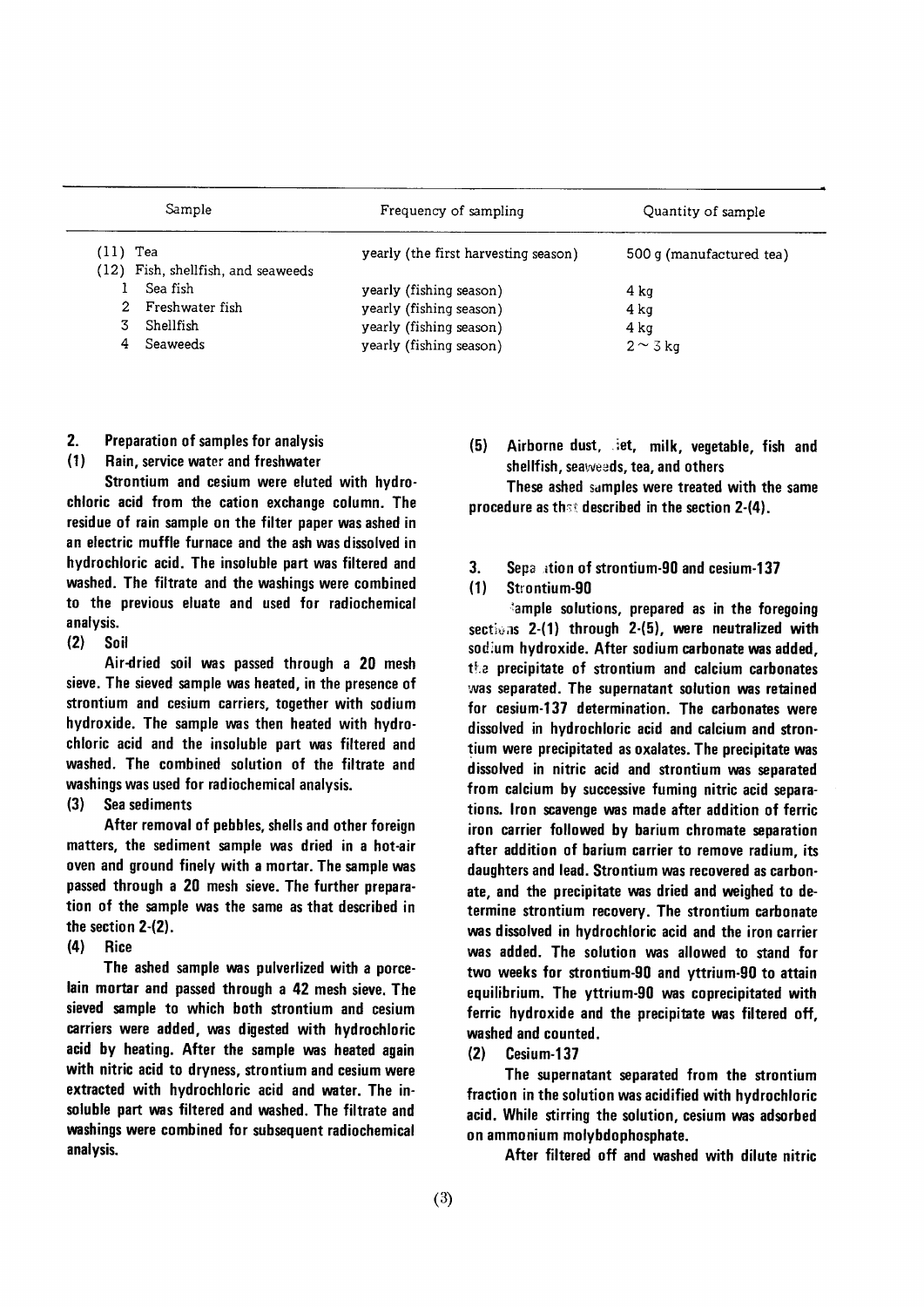| Sample | Frequency of sampling | Quantity of sample |
|---|---|---|
| (11) Tea | yearly (the first harvesting season) | 500 g (manufactured tea) |
| (12) Fish, shellfish, and seaweeds | | |
| 1 Sea fish | yearly (fishing season) | 4 kg |
| 2 Freshwater fish | yearly (fishing season) | 4 kg |
| 3 Shellfish | yearly (fishing season) | 4 kg |
| 4 Seaweeds | yearly (fishing season) | $2 \sim 3$ kg |

## 2. Preparation of samples for analysis

### (1) Rain, service water and freshwater

Strontium and cesium were eluted with hydrochloric acid from the cation exchange column. The residue of rain sample on the filter paper was ashed in an electric muffle furnace and the ash was dissolved in hydrochloric acid. The insoluble part was filtered and washed. The filtrate and the washings were combined to the previous eluate and used for radiochemical analysis.

### (2) Soil

Air-dried soil was passed through a 20 mesh sieve. The sieved sample was heated, in the presence of strontium and cesium carriers, together with sodium hydroxide. The sample was then heated with hydrochloric acid and the insoluble part was filtered and washed. The combined solution of the filtrate and washings was used for radiochemical analysis.

### (3) Sea sediments

After removal of pebbles, shells and other foreign matters, the sediment sample was dried in a hot-air oven and ground finely with a mortar. The sample was passed through a 20 mesh sieve. The further preparation of the sample was the same as that described in the section 2-(2).

### (4) Rice

The ashed sample was pulverized with a porcelain mortar and passed through a 42 mesh sieve. The sieved sample to which both strontium and cesium carriers were added, was digested with hydrochloric acid by heating. After the sample was heated again with nitric acid to dryness, strontium and cesium were extracted with hydrochloric acid and water. The insoluble part was filtered and washed. The filtrate and washings were combined for subsequent radiochemical analysis.

### (5) Airborne dust, diet, milk, vegetable, fish and shellfish, seaweeds, tea, and others

These ashed samples were treated with the same procedure as that described in the section 2-(4).

## 3. Separation of strontium-90 and cesium-137

### (1) Strontium-90

Sample solutions, prepared as in the foregoing sections 2-(1) through 2-(5), were neutralized with sodium hydroxide. After sodium carbonate was added, the precipitate of strontium and calcium carbonates was separated. The supernatant solution was retained for cesium-137 determination. The carbonates were dissolved in hydrochloric acid and calcium and strontium were precipitated as oxalates. The precipitate was dissolved in nitric acid and strontium was separated from calcium by successive fuming nitric acid separations. Iron scavenge was made after addition of ferric iron carrier followed by barium chromate separation after addition of barium carrier to remove radium, its daughters and lead. Strontium was recovered as carbonate, and the precipitate was dried and weighed to determine strontium recovery. The strontium carbonate was dissolved in hydrochloric acid and the iron carrier was added. The solution was allowed to stand for two weeks for strontium-90 and yttrium-90 to attain equilibrium. The yttrium-90 was coprecipitated with ferric hydroxide and the precipitate was filtered off, washed and counted.

### (2) Cesium-137

The supernatant separated from the strontium fraction in the solution was acidified with hydrochloric acid. While stirring the solution, cesium was adsorbed on ammonium molybdophosphate.

After filtered off and washed with dilute nitric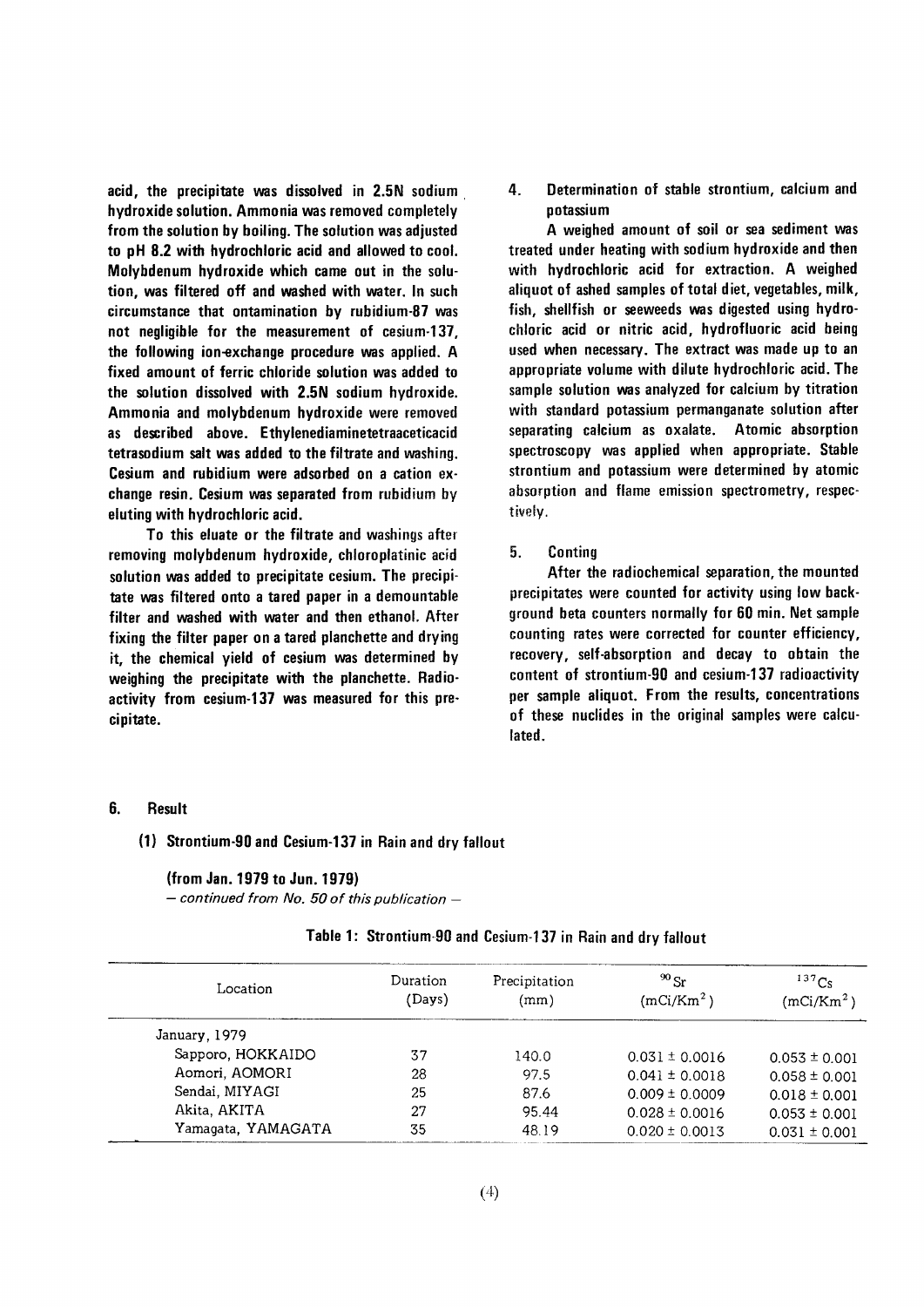acid, the precipitate was dissolved in 2.5N sodium hydroxide solution. Ammonia was removed completely from the solution by boiling. The solution was adjusted to pH 8.2 with hydrochloric acid and allowed to cool. Molybdenum hydroxide which came out in the solution, was filtered off and washed with water. In such circumstance that ontamination by rubidium-87 was not negligible for the measurement of cesium-137, the following ion-exchange procedure was applied. A fixed amount of ferric chloride solution was added to the solution dissolved with 2.5N sodium hydroxide. Ammonia and molybdenum hydroxide were removed as described above. Ethylenediaminetetraaceticacid tetrasodium salt was added to the filtrate and washing. Cesium and rubidium were adsorbed on a cation exchange resin. Cesium was separated from rubidium by eluting with hydrochloric acid.

To this eluate or the filtrate and washings after removing molybdenum hydroxide, chloroplatinic acid solution was added to precipitate cesium. The precipitate was filtered onto a tared paper in a demountable filter and washed with water and then ethanol. After fixing the filter paper on a tared planchette and drying it, the chemical yield of cesium was determined by weighing the precipitate with the planchette. Radioactivity from cesium-137 was measured for this precipitate.

## 4. Determination of stable strontium, calcium and potassium

A weighed amount of soil or sea sediment was treated under heating with sodium hydroxide and then with hydrochloric acid for extraction. A weighed aliquot of ashed samples of total diet, vegetables, milk, fish, shellfish or seeweeds was digested using hydrochloric acid or nitric acid, hydrofluoric acid being used when necessary. The extract was made up to an appropriate volume with dilute hydrochloric acid. The sample solution was analyzed for calcium by titration with standard potassium permanganate solution after separating calcium as oxalate. Atomic absorption spectroscopy was applied when appropriate. Stable strontium and potassium were determined by atomic absorption and flame emission spectrometry, respectively.

## 5. Conting

After the radiochemical separation, the mounted precipitates were counted for activity using low background beta counters normally for 60 min. Net sample counting rates were corrected for counter efficiency, recovery, self-absorption and decay to obtain the content of strontium-90 and cesium-137 radioactivity per sample aliquot. From the results, concentrations of these nuclides in the original samples were calculated.

## 6. Result

### (1) Strontium-90 and Cesium-137 in Rain and dry fallout

**(from Jan. 1979 to Jun. 1979)**

*— continued from No. 50 of this publication —*

**Table 1: Strontium-90 and Cesium-137 in Rain and dry fallout**

| Location | Duration (Days) | Precipitation (mm) | $^{90}$Sr (mCi/Km$^2$) | $^{137}$Cs (mCi/Km$^2$) |
|---|---|---|---|---|
| January, 1979 | | | | |
| Sapporo, HOKKAIDO | 37 | 140.0 | $0.031 \pm 0.0016$ | $0.053 \pm 0.001$ |
| Aomori, AOMORI | 28 | 97.5 | $0.041 \pm 0.0018$ | $0.058 \pm 0.001$ |
| Sendai, MIYAGI | 25 | 87.6 | $0.009 \pm 0.0009$ | $0.018 \pm 0.001$ |
| Akita, AKITA | 27 | 95.44 | $0.028 \pm 0.0016$ | $0.053 \pm 0.001$ |
| Yamagata, YAMAGATA | 35 | 48.19 | $0.020 \pm 0.0013$ | $0.031 \pm 0.001$ |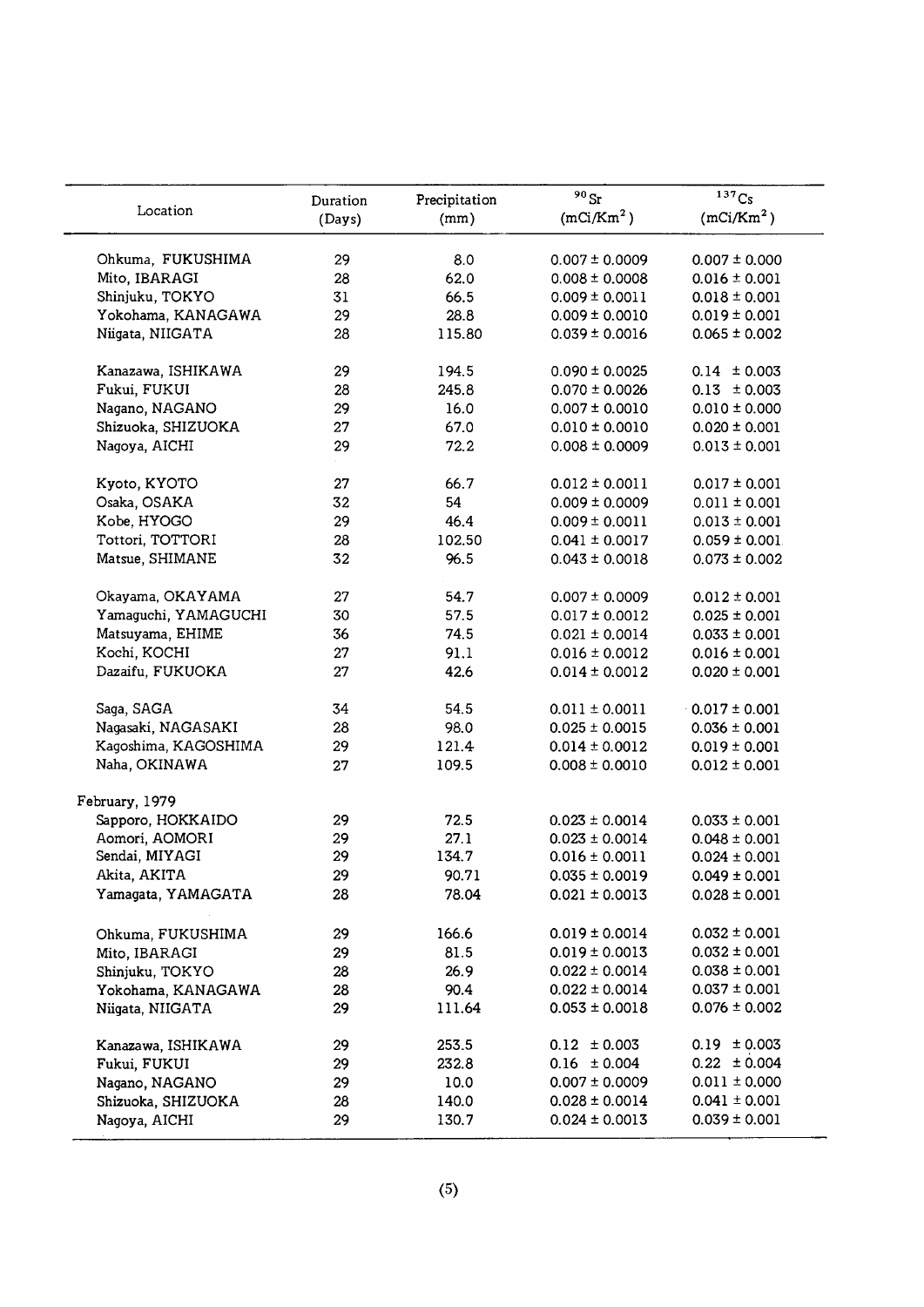| Location | Duration (Days) | Precipitation (mm) | $^{90}Sr$ ($mCi/Km^2$) | $^{137}Cs$ ($mCi/Km^2$) |
|---|---|---|---|---|
| Ohkuma, FUKUSHIMA | 29 | 8.0 | 0.007 ± 0.0009 | 0.007 ± 0.000 |
| Mito, IBARAGI | 28 | 62.0 | 0.008 ± 0.0008 | 0.016 ± 0.001 |
| Shinjuku, TOKYO | 31 | 66.5 | 0.009 ± 0.0011 | 0.018 ± 0.001 |
| Yokohama, KANAGAWA | 29 | 28.8 | 0.009 ± 0.0010 | 0.019 ± 0.001 |
| Niigata, NIIGATA | 28 | 115.80 | 0.039 ± 0.0016 | 0.065 ± 0.002 |
| Kanazawa, ISHIKAWA | 29 | 194.5 | 0.090 ± 0.0025 | 0.14 ± 0.003 |
| Fukui, FUKUI | 28 | 245.8 | 0.070 ± 0.0026 | 0.13 ± 0.003 |
| Nagano, NAGANO | 29 | 16.0 | 0.007 ± 0.0010 | 0.010 ± 0.000 |
| Shizuoka, SHIZUOKA | 27 | 67.0 | 0.010 ± 0.0010 | 0.020 ± 0.001 |
| Nagoya, AICHI | 29 | 72.2 | 0.008 ± 0.0009 | 0.013 ± 0.001 |
| Kyoto, KYOTO | 27 | 66.7 | 0.012 ± 0.0011 | 0.017 ± 0.001 |
| Osaka, OSAKA | 32 | 54 | 0.009 ± 0.0009 | 0.011 ± 0.001 |
| Kobe, HYOGO | 29 | 46.4 | 0.009 ± 0.0011 | 0.013 ± 0.001 |
| Tottori, TOTTORI | 28 | 102.50 | 0.041 ± 0.0017 | 0.059 ± 0.001 |
| Matsue, SHIMANE | 32 | 96.5 | 0.043 ± 0.0018 | 0.073 ± 0.002 |
| Okayama, OKAYAMA | 27 | 54.7 | 0.007 ± 0.0009 | 0.012 ± 0.001 |
| Yamaguchi, YAMAGUCHI | 30 | 57.5 | 0.017 ± 0.0012 | 0.025 ± 0.001 |
| Matsuyama, EHIME | 36 | 74.5 | 0.021 ± 0.0014 | 0.033 ± 0.001 |
| Kochi, KOCHI | 27 | 91.1 | 0.016 ± 0.0012 | 0.016 ± 0.001 |
| Dazaifu, FUKUOKA | 27 | 42.6 | 0.014 ± 0.0012 | 0.020 ± 0.001 |
| Saga, SAGA | 34 | 54.5 | 0.011 ± 0.0011 | 0.017 ± 0.001 |
| Nagasaki, NAGASAKI | 28 | 98.0 | 0.025 ± 0.0015 | 0.036 ± 0.001 |
| Kagoshima, KAGOSHIMA | 29 | 121.4 | 0.014 ± 0.0012 | 0.019 ± 0.001 |
| Naha, OKINAWA | 27 | 109.5 | 0.008 ± 0.0010 | 0.012 ± 0.001 |
| February, 1979 | | | | |
| Sapporo, HOKKAIDO | 29 | 72.5 | 0.023 ± 0.0014 | 0.033 ± 0.001 |
| Aomori, AOMORI | 29 | 27.1 | 0.023 ± 0.0014 | 0.048 ± 0.001 |
| Sendai, MIYAGI | 29 | 134.7 | 0.016 ± 0.0011 | 0.024 ± 0.001 |
| Akita, AKITA | 29 | 90.71 | 0.035 ± 0.0019 | 0.049 ± 0.001 |
| Yamagata, YAMAGATA | 28 | 78.04 | 0.021 ± 0.0013 | 0.028 ± 0.001 |
| Ohkuma, FUKUSHIMA | 29 | 166.6 | 0.019 ± 0.0014 | 0.032 ± 0.001 |
| Mito, IBARAGI | 29 | 81.5 | 0.019 ± 0.0013 | 0.032 ± 0.001 |
| Shinjuku, TOKYO | 28 | 26.9 | 0.022 ± 0.0014 | 0.038 ± 0.001 |
| Yokohama, KANAGAWA | 28 | 90.4 | 0.022 ± 0.0014 | 0.037 ± 0.001 |
| Niigata, NIIGATA | 29 | 111.64 | 0.053 ± 0.0018 | 0.076 ± 0.002 |
| Kanazawa, ISHIKAWA | 29 | 253.5 | 0.12 ± 0.003 | 0.19 ± 0.003 |
| Fukui, FUKUI | 29 | 232.8 | 0.16 ± 0.004 | 0.22 ± 0.004 |
| Nagano, NAGANO | 29 | 10.0 | 0.007 ± 0.0009 | 0.011 ± 0.000 |
| Shizuoka, SHIZUOKA | 28 | 140.0 | 0.028 ± 0.0014 | 0.041 ± 0.001 |
| Nagoya, AICHI | 29 | 130.7 | 0.024 ± 0.0013 | 0.039 ± 0.001 |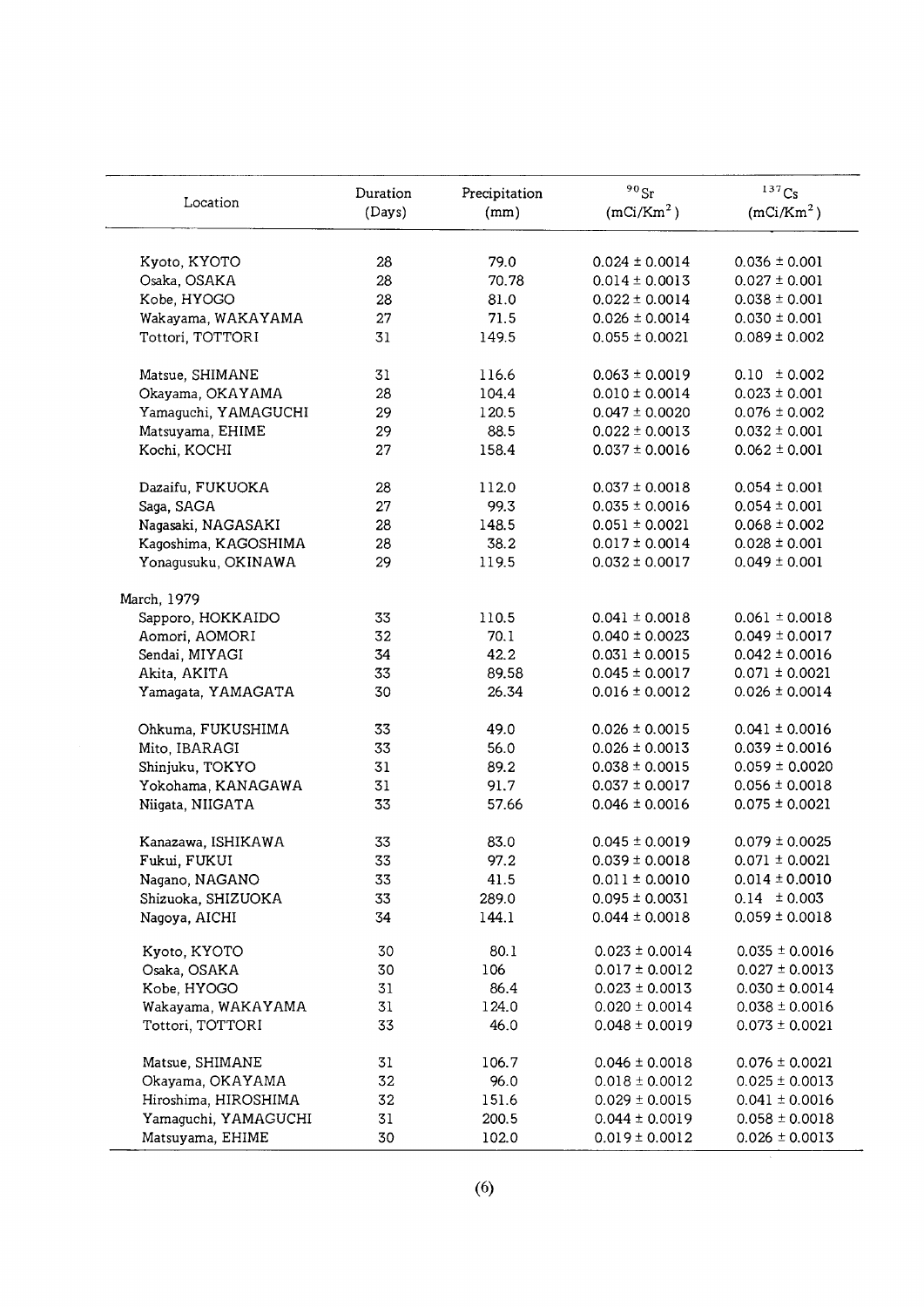| Location | Duration (Days) | Precipitation (mm) | $^{90}Sr$ (mCi/Km$^2$) | $^{137}Cs$ (mCi/Km$^2$) |
|---|---|---|---|---|
| Kyoto, KYOTO | 28 | 79.0 | 0.024 ± 0.0014 | 0.036 ± 0.001 |
| Osaka, OSAKA | 28 | 70.78 | 0.014 ± 0.0013 | 0.027 ± 0.001 |
| Kobe, HYOGO | 28 | 81.0 | 0.022 ± 0.0014 | 0.038 ± 0.001 |
| Wakayama, WAKAYAMA | 27 | 71.5 | 0.026 ± 0.0014 | 0.030 ± 0.001 |
| Tottori, TOTTORI | 31 | 149.5 | 0.055 ± 0.0021 | 0.089 ± 0.002 |
| Matsue, SHIMANE | 31 | 116.6 | 0.063 ± 0.0019 | 0.10 ± 0.002 |
| Okayama, OKAYAMA | 28 | 104.4 | 0.010 ± 0.0014 | 0.023 ± 0.001 |
| Yamaguchi, YAMAGUCHI | 29 | 120.5 | 0.047 ± 0.0020 | 0.076 ± 0.002 |
| Matsuyama, EHIME | 29 | 88.5 | 0.022 ± 0.0013 | 0.032 ± 0.001 |
| Kochi, KOCHI | 27 | 158.4 | 0.037 ± 0.0016 | 0.062 ± 0.001 |
| Dazaifu, FUKUOKA | 28 | 112.0 | 0.037 ± 0.0018 | 0.054 ± 0.001 |
| Saga, SAGA | 27 | 99.3 | 0.035 ± 0.0016 | 0.054 ± 0.001 |
| Nagasaki, NAGASAKI | 28 | 148.5 | 0.051 ± 0.0021 | 0.068 ± 0.002 |
| Kagoshima, KAGOSHIMA | 28 | 38.2 | 0.017 ± 0.0014 | 0.028 ± 0.001 |
| Yonagusuku, OKINAWA | 29 | 119.5 | 0.032 ± 0.0017 | 0.049 ± 0.001 |
| March, 1979 | | | | |
| Sapporo, HOKKAIDO | 33 | 110.5 | 0.041 ± 0.0018 | 0.061 ± 0.0018 |
| Aomori, AOMORI | 32 | 70.1 | 0.040 ± 0.0023 | 0.049 ± 0.0017 |
| Sendai, MIYAGI | 34 | 42.2 | 0.031 ± 0.0015 | 0.042 ± 0.0016 |
| Akita, AKITA | 33 | 89.58 | 0.045 ± 0.0017 | 0.071 ± 0.0021 |
| Yamagata, YAMAGATA | 30 | 26.34 | 0.016 ± 0.0012 | 0.026 ± 0.0014 |
| Ohkuma, FUKUSHIMA | 33 | 49.0 | 0.026 ± 0.0015 | 0.041 ± 0.0016 |
| Mito, IBARAGI | 33 | 56.0 | 0.026 ± 0.0013 | 0.039 ± 0.0016 |
| Shinjuku, TOKYO | 31 | 89.2 | 0.038 ± 0.0015 | 0.059 ± 0.0020 |
| Yokohama, KANAGAWA | 31 | 91.7 | 0.037 ± 0.0017 | 0.056 ± 0.0018 |
| Niigata, NIIGATA | 33 | 57.66 | 0.046 ± 0.0016 | 0.075 ± 0.0021 |
| Kanazawa, ISHIKAWA | 33 | 83.0 | 0.045 ± 0.0019 | 0.079 ± 0.0025 |
| Fukui, FUKUI | 33 | 97.2 | 0.039 ± 0.0018 | 0.071 ± 0.0021 |
| Nagano, NAGANO | 33 | 41.5 | 0.011 ± 0.0010 | 0.014 ± 0.0010 |
| Shizuoka, SHIZUOKA | 33 | 289.0 | 0.095 ± 0.0031 | 0.14 ± 0.003 |
| Nagoya, AICHI | 34 | 144.1 | 0.044 ± 0.0018 | 0.059 ± 0.0018 |
| Kyoto, KYOTO | 30 | 80.1 | 0.023 ± 0.0014 | 0.035 ± 0.0016 |
| Osaka, OSAKA | 30 | 106 | 0.017 ± 0.0012 | 0.027 ± 0.0013 |
| Kobe, HYOGO | 31 | 86.4 | 0.023 ± 0.0013 | 0.030 ± 0.0014 |
| Wakayama, WAKAYAMA | 31 | 124.0 | 0.020 ± 0.0014 | 0.038 ± 0.0016 |
| Tottori, TOTTORI | 33 | 46.0 | 0.048 ± 0.0019 | 0.073 ± 0.0021 |
| Matsue, SHIMANE | 31 | 106.7 | 0.046 ± 0.0018 | 0.076 ± 0.0021 |
| Okayama, OKAYAMA | 32 | 96.0 | 0.018 ± 0.0012 | 0.025 ± 0.0013 |
| Hiroshima, HIROSHIMA | 32 | 151.6 | 0.029 ± 0.0015 | 0.041 ± 0.0016 |
| Yamaguchi, YAMAGUCHI | 31 | 200.5 | 0.044 ± 0.0019 | 0.058 ± 0.0018 |
| Matsuyama, EHIME | 30 | 102.0 | 0.019 ± 0.0012 | 0.026 ± 0.0013 |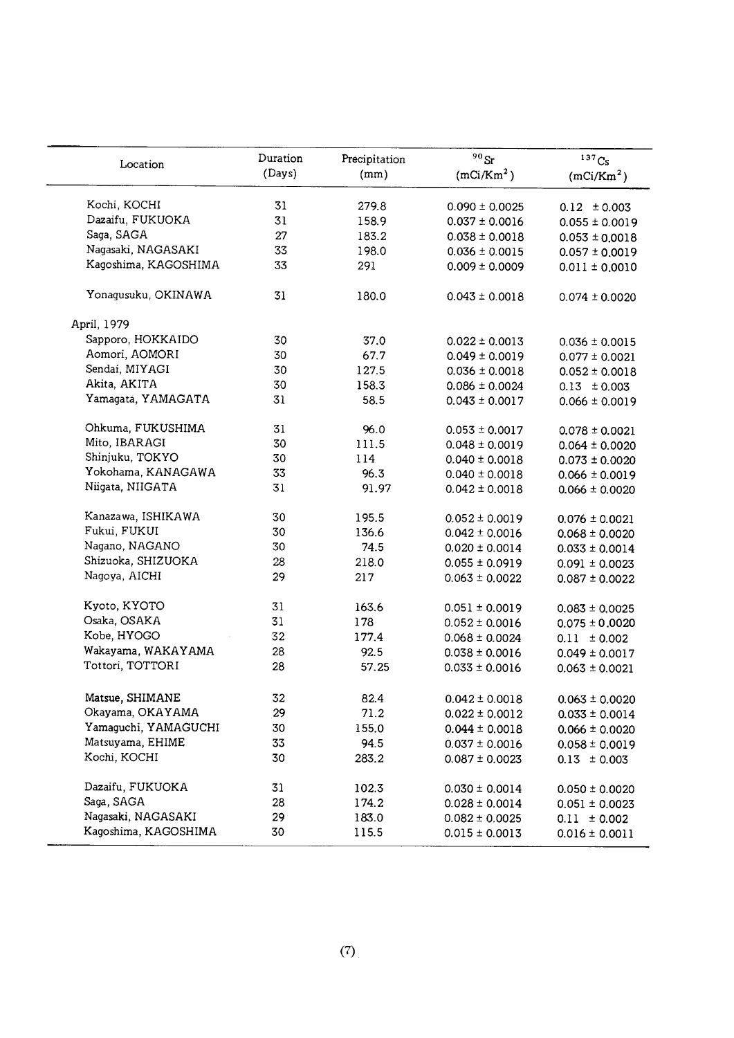| Location | Duration (Days) | Precipitation (mm) | $^{90}Sr$ ($mCi/Km^2$) | $^{137}Cs$ ($mCi/Km^2$) |
|---|---|---|---|---|
| Kochi, KOCHI | 31 | 279.8 | 0.090 ± 0.0025 | 0.12 ± 0.003 |
| Dazaifu, FUKUOKA | 31 | 158.9 | 0.037 ± 0.0016 | 0.055 ± 0.0019 |
| Saga, SAGA | 27 | 183.2 | 0.038 ± 0.0018 | 0.053 ± 0.0018 |
| Nagasaki, NAGASAKI | 33 | 198.0 | 0.036 ± 0.0015 | 0.057 ± 0.0019 |
| Kagoshima, KAGOSHIMA | 33 | 291 | 0.009 ± 0.0009 | 0.011 ± 0.0010 |
| Yonagusuku, OKINAWA | 31 | 180.0 | 0.043 ± 0.0018 | 0.074 ± 0.0020 |
| April, 1979 | | | | |
| Sapporo, HOKKAIDO | 30 | 37.0 | 0.022 ± 0.0013 | 0.036 ± 0.0015 |
| Aomori, AOMORI | 30 | 67.7 | 0.049 ± 0.0019 | 0.077 ± 0.0021 |
| Sendai, MIYAGI | 30 | 127.5 | 0.036 ± 0.0018 | 0.052 ± 0.0018 |
| Akita, AKITA | 30 | 158.3 | 0.086 ± 0.0024 | 0.13 ± 0.003 |
| Yamagata, YAMAGATA | 31 | 58.5 | 0.043 ± 0.0017 | 0.066 ± 0.0019 |
| Ohkuma, FUKUSHIMA | 31 | 96.0 | 0.053 ± 0.0017 | 0.078 ± 0.0021 |
| Mito, IBARAGI | 30 | 111.5 | 0.048 ± 0.0019 | 0.064 ± 0.0020 |
| Shinjuku, TOKYO | 30 | 114 | 0.040 ± 0.0018 | 0.073 ± 0.0020 |
| Yokohama, KANAGAWA | 33 | 96.3 | 0.040 ± 0.0018 | 0.066 ± 0.0019 |
| Niigata, NIIGATA | 31 | 91.97 | 0.042 ± 0.0018 | 0.066 ± 0.0020 |
| Kanazawa, ISHIKAWA | 30 | 195.5 | 0.052 ± 0.0019 | 0.076 ± 0.0021 |
| Fukui, FUKUI | 30 | 136.6 | 0.042 ± 0.0016 | 0.068 ± 0.0020 |
| Nagano, NAGANO | 30 | 74.5 | 0.020 ± 0.0014 | 0.033 ± 0.0014 |
| Shizuoka, SHIZUOKA | 28 | 218.0 | 0.055 ± 0.0919 | 0.091 ± 0.0023 |
| Nagoya, AICHI | 29 | 217 | 0.063 ± 0.0022 | 0.087 ± 0.0022 |
| Kyoto, KYOTO | 31 | 163.6 | 0.051 ± 0.0019 | 0.083 ± 0.0025 |
| Osaka, OSAKA | 31 | 178 | 0.052 ± 0.0016 | 0.075 ± 0.0020 |
| Kobe, HYOGO | 32 | 177.4 | 0.068 ± 0.0024 | 0.11 ± 0.002 |
| Wakayama, WAKAYAMA | 28 | 92.5 | 0.038 ± 0.0016 | 0.049 ± 0.0017 |
| Tottori, TOTTORI | 28 | 57.25 | 0.033 ± 0.0016 | 0.063 ± 0.0021 |
| Matsue, SHIMANE | 32 | 82.4 | 0.042 ± 0.0018 | 0.063 ± 0.0020 |
| Okayama, OKAYAMA | 29 | 71.2 | 0.022 ± 0.0012 | 0.033 ± 0.0014 |
| Yamaguchi, YAMAGUCHI | 30 | 155.0 | 0.044 ± 0.0018 | 0.066 ± 0.0020 |
| Matsuyama, EHIME | 33 | 94.5 | 0.037 ± 0.0016 | 0.058 ± 0.0019 |
| Kochi, KOCHI | 30 | 283.2 | 0.087 ± 0.0023 | 0.13 ± 0.003 |
| Dazaifu, FUKUOKA | 31 | 102.3 | 0.030 ± 0.0014 | 0.050 ± 0.0020 |
| Saga, SAGA | 28 | 174.2 | 0.028 ± 0.0014 | 0.051 ± 0.0023 |
| Nagasaki, NAGASAKI | 29 | 183.0 | 0.082 ± 0.0025 | 0.11 ± 0.002 |
| Kagoshima, KAGOSHIMA | 30 | 115.5 | 0.015 ± 0.0013 | 0.016 ± 0.0011 |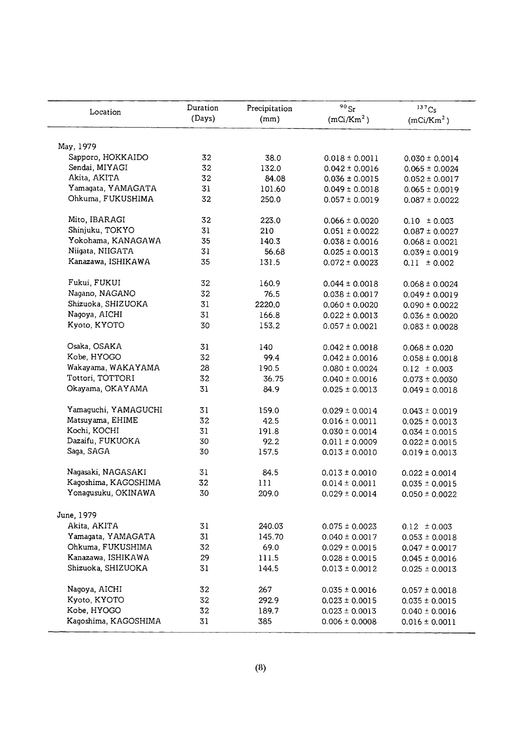| Location | Duration (Days) | Precipitation (mm) | $^{90}Sr$ ($mCi/Km^2$) | $^{137}Cs$ ($mCi/Km^2$) |
|---|---|---|---|---|
| May, 1979 | | | | |
| Sapporo, HOKKAIDO | 32 | 38.0 | 0.018 ± 0.0011 | 0.030 ± 0.0014 |
| Sendai, MIYAGI | 32 | 132.0 | 0.042 ± 0.0016 | 0.065 ± 0.0024 |
| Akita, AKITA | 32 | 84.08 | 0.036 ± 0.0015 | 0.052 ± 0.0017 |
| Yamagata, YAMAGATA | 31 | 101.60 | 0.049 ± 0.0018 | 0.065 ± 0.0019 |
| Ohkuma, FUKUSHIMA | 32 | 250.0 | 0.057 ± 0.0019 | 0.087 ± 0.0022 |
| Mito, IBARAGI | 32 | 223.0 | 0.066 ± 0.0020 | 0.10 ± 0.003 |
| Shinjuku, TOKYO | 31 | 210 | 0.051 ± 0.0022 | 0.087 ± 0.0027 |
| Yokohama, KANAGAWA | 35 | 140.3 | 0.038 ± 0.0016 | 0.068 ± 0.0021 |
| Niigata, NIIGATA | 31 | 56.68 | 0.025 ± 0.0013 | 0.039 ± 0.0019 |
| Kanazawa, ISHIKAWA | 35 | 131.5 | 0.072 ± 0.0023 | 0.11 ± 0.002 |
| Fukui, FUKUI | 32 | 160.9 | 0.044 ± 0.0018 | 0.068 ± 0.0024 |
| Nagano, NAGANO | 32 | 76.5 | 0.038 ± 0.0017 | 0.049 ± 0.0019 |
| Shizuoka, SHIZUOKA | 31 | 2220.0 | 0.060 ± 0.0020 | 0.090 ± 0.0022 |
| Nagoya, AICHI | 31 | 166.8 | 0.022 ± 0.0013 | 0.036 ± 0.0020 |
| Kyoto, KYOTO | 30 | 153.2 | 0.057 ± 0.0021 | 0.083 ± 0.0028 |
| Osaka, OSAKA | 31 | 140 | 0.042 ± 0.0018 | 0.068 ± 0.020 |
| Kobe, HYOGO | 32 | 99.4 | 0.042 ± 0.0016 | 0.058 ± 0.0018 |
| Wakayama, WAKAYAMA | 28 | 190.5 | 0.080 ± 0.0024 | 0.12 ± 0.003 |
| Tottori, TOTTORI | 32 | 36.75 | 0.040 ± 0.0016 | 0.073 ± 0.0030 |
| Okayama, OKAYAMA | 31 | 84.9 | 0.025 ± 0.0013 | 0.049 ± 0.0018 |
| Yamaguchi, YAMAGUCHI | 31 | 159.0 | 0.029 ± 0.0014 | 0.043 ± 0.0019 |
| Matsuyama, EHIME | 32 | 42.5 | 0.016 ± 0.0011 | 0.025 ± 0.0013 |
| Kochi, KOCHI | 31 | 191.8 | 0.030 ± 0.0014 | 0.034 ± 0.0015 |
| Dazaifu, FUKUOKA | 30 | 92.2 | 0.011 ± 0.0009 | 0.022 ± 0.0015 |
| Saga, SAGA | 30 | 157.5 | 0.013 ± 0.0010 | 0.019 ± 0.0013 |
| Nagasaki, NAGASAKI | 31 | 84.5 | 0.013 ± 0.0010 | 0.022 ± 0.0014 |
| Kagoshima, KAGOSHIMA | 32 | 111 | 0.014 ± 0.0011 | 0.035 ± 0.0015 |
| Yonagusuku, OKINAWA | 30 | 209.0 | 0.029 ± 0.0014 | 0.050 ± 0.0022 |
| June, 1979 | | | | |
| Akita, AKITA | 31 | 240.03 | 0.075 ± 0.0023 | 0.12 ± 0.003 |
| Yamagata, YAMAGATA | 31 | 145.70 | 0.040 ± 0.0017 | 0.053 ± 0.0018 |
| Ohkuma, FUKUSHIMA | 32 | 69.0 | 0.029 ± 0.0015 | 0.047 ± 0.0017 |
| Kanazawa, ISHIKAWA | 29 | 111.5 | 0.028 ± 0.0015 | 0.045 ± 0.0016 |
| Shizuoka, SHIZUOKA | 31 | 144.5 | 0.013 ± 0.0012 | 0.025 ± 0.0013 |
| Nagoya, AICHI | 32 | 267 | 0.035 ± 0.0016 | 0.057 ± 0.0018 |
| Kyoto, KYOTO | 32 | 292.9 | 0.023 ± 0.0015 | 0.035 ± 0.0015 |
| Kobe, HYOGO | 32 | 189.7 | 0.023 ± 0.0013 | 0.040 ± 0.0016 |
| Kagoshima, KAGOSHIMA | 31 | 385 | 0.006 ± 0.0008 | 0.016 ± 0.0011 |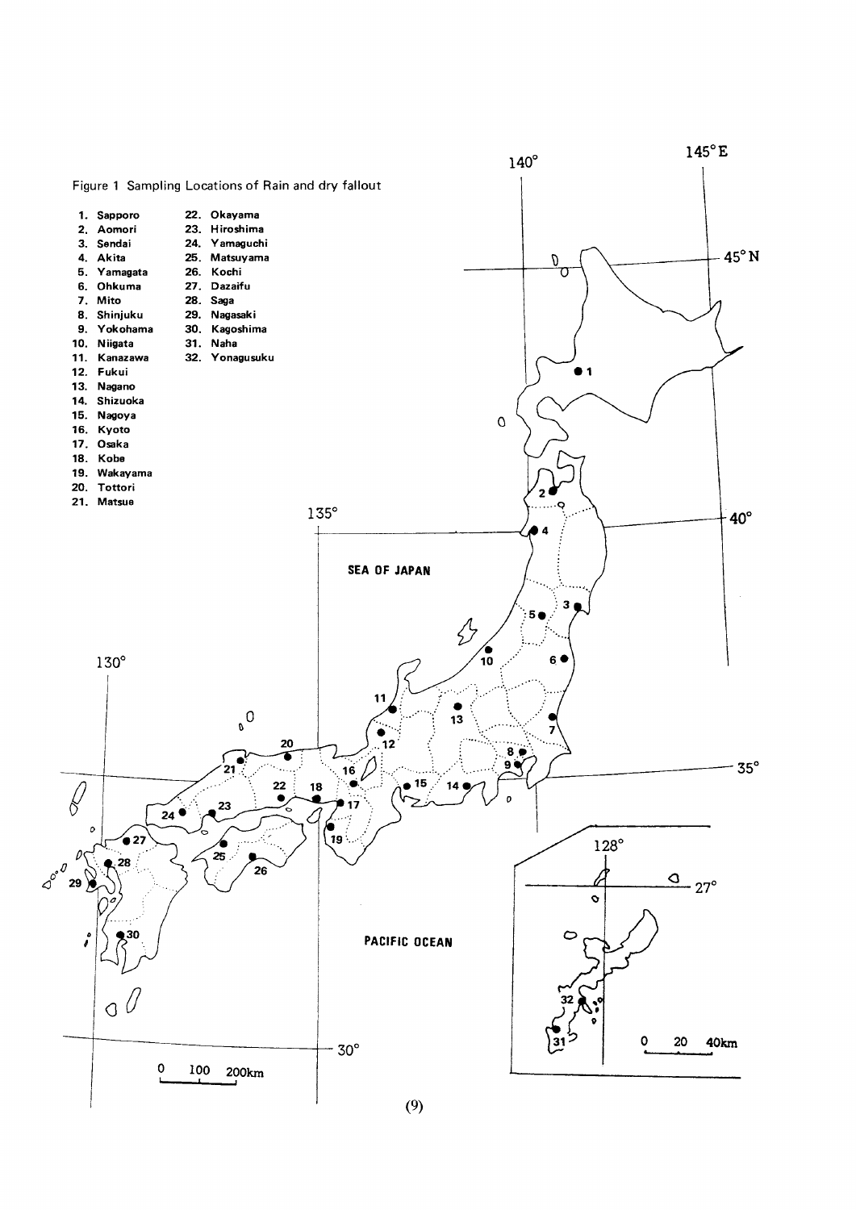Figure 1 Sampling Locations of Rain and dry fallout

1. Sapporo
2. Aomori
3. Sendai
4. Akita
5. Yamagata
6. Ohkuma
7. Mito
8. Shinjuku
9. Yokohama
10. Niigata
11. Kanazawa
12. Fukui
13. Nagano
14. Shizuoka
15. Nagoya
16. Kyoto
17. Osaka
18. Kobe
19. Wakayama
20. Tottori
21. Matsue
22. Okayama
23. Hiroshima
24. Yamaguchi
25. Matsuyama
26. Kochi
27. Dazaifu
28. Saga
29. Nagasaki
30. Kagoshima
31. Naha
32. Yonagusuku

140° 145°E 45°N 40° 35° 30° 135° 130° 128° 27°

SEA OF JAPAN

PACIFIC OCEAN

0 100 200km

0 20 40km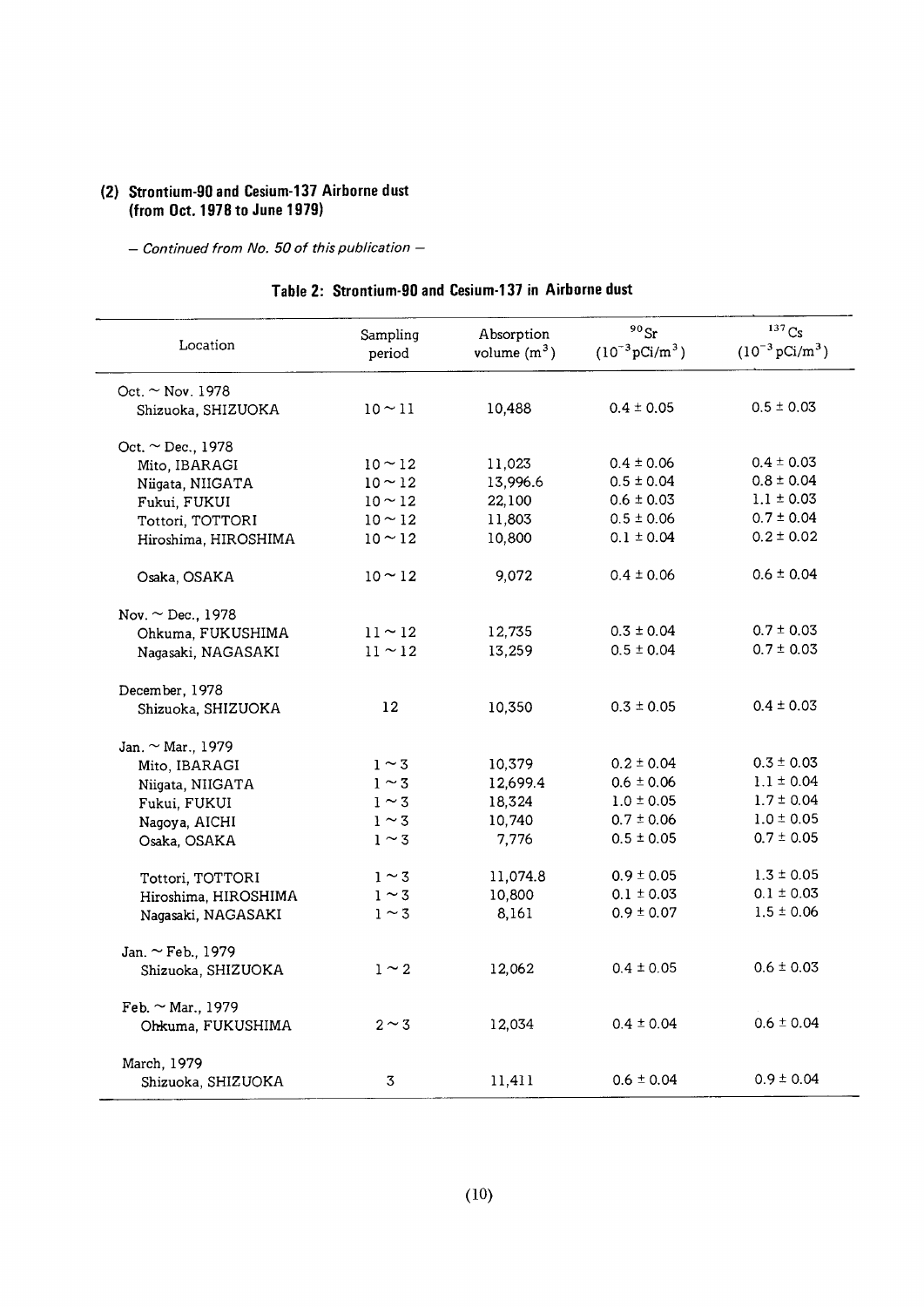### (2) Strontium-90 and Cesium-137 Airborne dust (from Oct. 1978 to June 1979)

*— Continued from No. 50 of this publication —*

**Table 2: Strontium-90 and Cesium-137 in Airborne dust**

| Location | Sampling period | Absorption volume ($m^3$) | $^{90}Sr$ ($10^{-3}pCi/m^3$) | $^{137}Cs$ ($10^{-3}pCi/m^3$) |
|---|---|---|---|---|
| Oct. ~ Nov. 1978 | | | | |
| Shizuoka, SHIZUOKA | 10 ~ 11 | 10,488 | 0.4 ± 0.05 | 0.5 ± 0.03 |
| Oct. ~ Dec., 1978 | | | | |
| Mito, IBARAGI | 10 ~ 12 | 11,023 | 0.4 ± 0.06 | 0.4 ± 0.03 |
| Niigata, NIIGATA | 10 ~ 12 | 13,996.6 | 0.5 ± 0.04 | 0.8 ± 0.04 |
| Fukui, FUKUI | 10 ~ 12 | 22,100 | 0.6 ± 0.03 | 1.1 ± 0.03 |
| Tottori, TOTTORI | 10 ~ 12 | 11,803 | 0.5 ± 0.06 | 0.7 ± 0.04 |
| Hiroshima, HIROSHIMA | 10 ~ 12 | 10,800 | 0.1 ± 0.04 | 0.2 ± 0.02 |
| Osaka, OSAKA | 10 ~ 12 | 9,072 | 0.4 ± 0.06 | 0.6 ± 0.04 |
| Nov. ~ Dec., 1978 | | | | |
| Ohkuma, FUKUSHIMA | 11 ~ 12 | 12,735 | 0.3 ± 0.04 | 0.7 ± 0.03 |
| Nagasaki, NAGASAKI | 11 ~ 12 | 13,259 | 0.5 ± 0.04 | 0.7 ± 0.03 |
| December, 1978 | | | | |
| Shizuoka, SHIZUOKA | 12 | 10,350 | 0.3 ± 0.05 | 0.4 ± 0.03 |
| Jan. ~ Mar., 1979 | | | | |
| Mito, IBARAGI | 1 ~ 3 | 10,379 | 0.2 ± 0.04 | 0.3 ± 0.03 |
| Niigata, NIIGATA | 1 ~ 3 | 12,699.4 | 0.6 ± 0.06 | 1.1 ± 0.04 |
| Fukui, FUKUI | 1 ~ 3 | 18,324 | 1.0 ± 0.05 | 1.7 ± 0.04 |
| Nagoya, AICHI | 1 ~ 3 | 10,740 | 0.7 ± 0.06 | 1.0 ± 0.05 |
| Osaka, OSAKA | 1 ~ 3 | 7,776 | 0.5 ± 0.05 | 0.7 ± 0.05 |
| Tottori, TOTTORI | 1 ~ 3 | 11,074.8 | 0.9 ± 0.05 | 1.3 ± 0.05 |
| Hiroshima, HIROSHIMA | 1 ~ 3 | 10,800 | 0.1 ± 0.03 | 0.1 ± 0.03 |
| Nagasaki, NAGASAKI | 1 ~ 3 | 8,161 | 0.9 ± 0.07 | 1.5 ± 0.06 |
| Jan. ~ Feb., 1979 | | | | |
| Shizuoka, SHIZUOKA | 1 ~ 2 | 12,062 | 0.4 ± 0.05 | 0.6 ± 0.03 |
| Feb. ~ Mar., 1979 | | | | |
| Ohkuma, FUKUSHIMA | 2 ~ 3 | 12,034 | 0.4 ± 0.04 | 0.6 ± 0.04 |
| March, 1979 | | | | |
| Shizuoka, SHIZUOKA | 3 | 11,411 | 0.6 ± 0.04 | 0.9 ± 0.04 |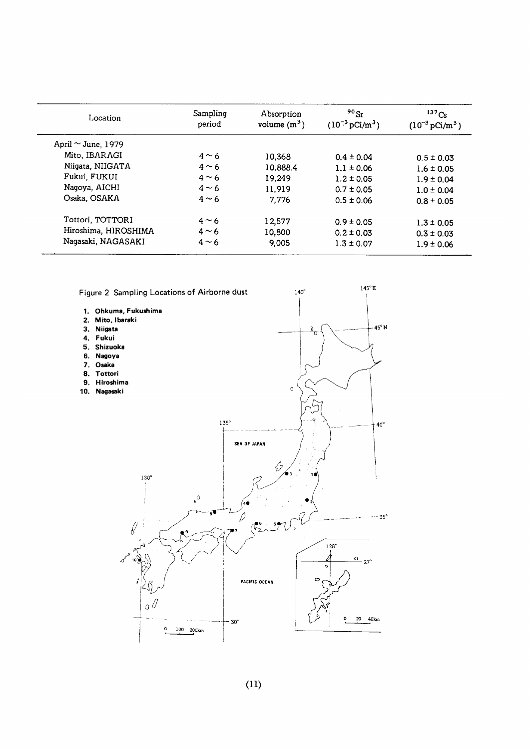| Location | Sampling period | Absorption volume ($m^3$) | $^{90}Sr$ ($10^{-3}$ pCi/$m^3$) | $^{137}Cs$ ($10^{-3}$ pCi/$m^3$) |
|---|---|---|---|---|
| April ~ June, 1979 | | | | |
| Mito, IBARAGI | 4 ~ 6 | 10,368 | 0.4 ± 0.04 | 0.5 ± 0.03 |
| Niigata, NIIGATA | 4 ~ 6 | 10,888.4 | 1.1 ± 0.06 | 1.6 ± 0.05 |
| Fukui, FUKUI | 4 ~ 6 | 19,249 | 1.2 ± 0.05 | 1.9 ± 0.04 |
| Nagoya, AICHI | 4 ~ 6 | 11,919 | 0.7 ± 0.05 | 1.0 ± 0.04 |
| Osaka, OSAKA | 4 ~ 6 | 7,776 | 0.5 ± 0.06 | 0.8 ± 0.05 |
| Tottori, TOTTORI | 4 ~ 6 | 12,577 | 0.9 ± 0.05 | 1.3 ± 0.05 |
| Hiroshima, HIROSHIMA | 4 ~ 6 | 10,800 | 0.2 ± 0.03 | 0.3 ± 0.03 |
| Nagasaki, NAGASAKI | 4 ~ 6 | 9,005 | 1.3 ± 0.07 | 1.9 ± 0.06 |

Figure 2 Sampling Locations of Airborne dust

1. Ohkuma, Fukushima
2. Mito, Ibaraki
3. Niigata
4. Fukui
5. Shizuoka
6. Nagoya
7. Osaka
8. Tottori
9. Hiroshima
10. Nagasaki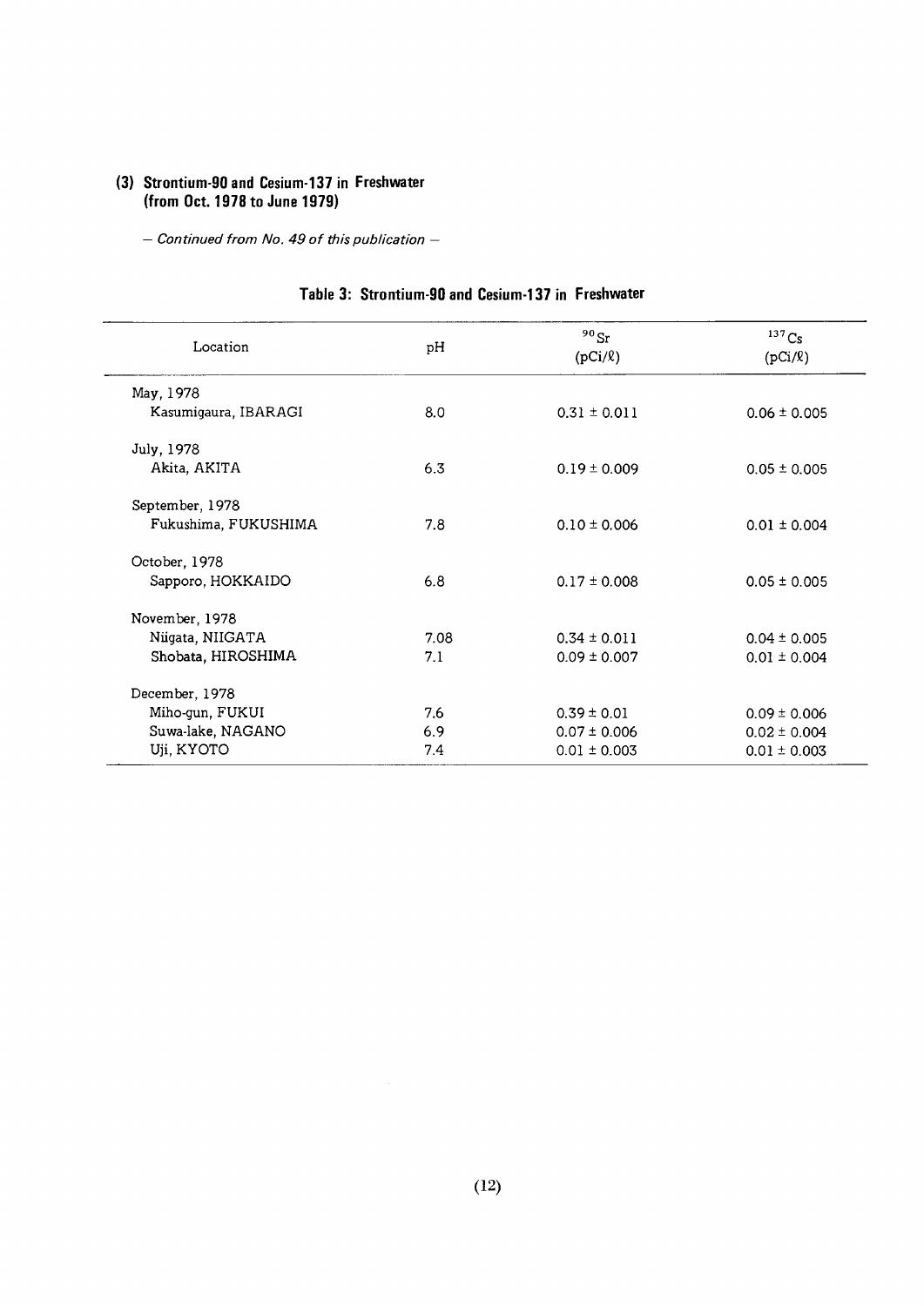### (3) Strontium-90 and Cesium-137 in Freshwater (from Oct. 1978 to June 1979)

*— Continued from No. 49 of this publication —*

**Table 3: Strontium-90 and Cesium-137 in Freshwater**

| Location | pH | $^{90}Sr$ (pCi/ℓ) | $^{137}Cs$ (pCi/ℓ) |
|---|---|---|---|
| May, 1978 | | | |
| Kasumigaura, IBARAGI | 8.0 | 0.31 ± 0.011 | 0.06 ± 0.005 |
| July, 1978 | | | |
| Akita, AKITA | 6.3 | 0.19 ± 0.009 | 0.05 ± 0.005 |
| September, 1978 | | | |
| Fukushima, FUKUSHIMA | 7.8 | 0.10 ± 0.006 | 0.01 ± 0.004 |
| October, 1978 | | | |
| Sapporo, HOKKAIDO | 6.8 | 0.17 ± 0.008 | 0.05 ± 0.005 |
| November, 1978 | | | |
| Niigata, NIIGATA | 7.08 | 0.34 ± 0.011 | 0.04 ± 0.005 |
| Shobata, HIROSHIMA | 7.1 | 0.09 ± 0.007 | 0.01 ± 0.004 |
| December, 1978 | | | |
| Miho-gun, FUKUI | 7.6 | 0.39 ± 0.01 | 0.09 ± 0.006 |
| Suwa-lake, NAGANO | 6.9 | 0.07 ± 0.006 | 0.02 ± 0.004 |
| Uji, KYOTO | 7.4 | 0.01 ± 0.003 | 0.01 ± 0.003 |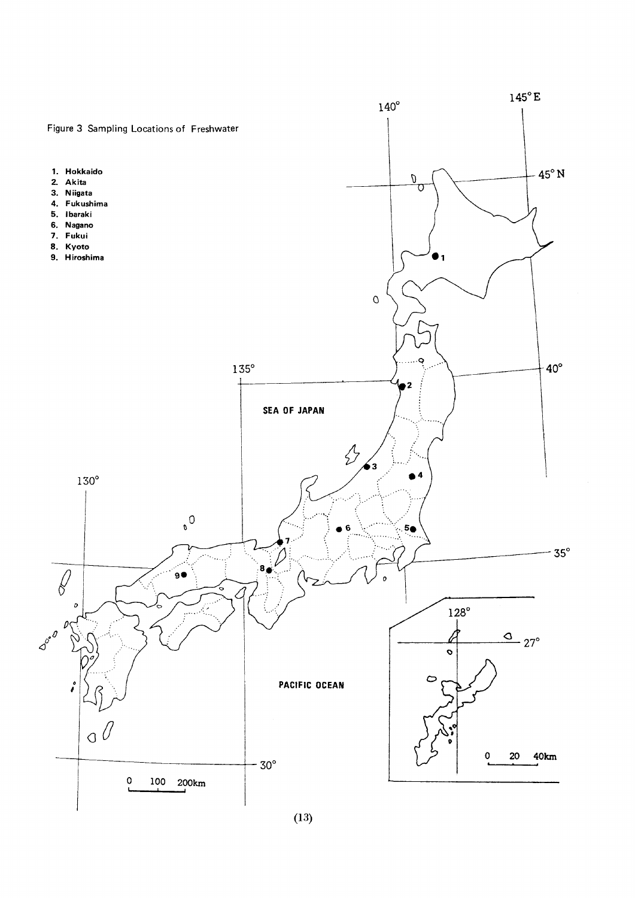Figure 3 Sampling Locations of Freshwater

1. Hokkaido
2. Akita
3. Niigata
4. Fukushima
5. Ibaraki
6. Nagano
7. Fukui
8. Kyoto
9. Hiroshima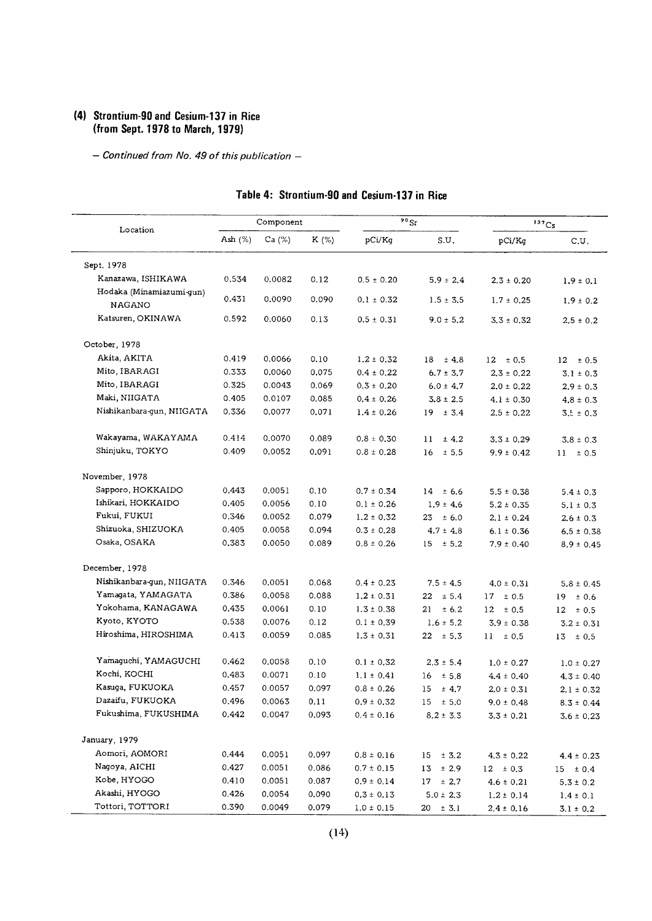### (4) Strontium-90 and Cesium-137 in Rice (from Sept. 1978 to March, 1979)

*– Continued from No. 49 of this publication –*

#### Table 4: Strontium-90 and Cesium-137 in Rice

| Location | Component | | | $^{90}Sr$ | | $^{137}Cs$ | |
|---|---|---|---|---|---|---|---|
| | Ash (%) | Ca (%) | K (%) | pCi/Kg | S.U. | pCi/Kg | C.U. |
| **Sept. 1978** | | | | | | | |
| Kanazawa, ISHIKAWA | 0.534 | 0.0082 | 0.12 | 0.5 ± 0.20 | 5.9 ± 2.4 | 2.3 ± 0.20 | 1.9 ± 0.1 |
| Hodaka (Minamiazumi-gun) NAGANO | 0.431 | 0.0090 | 0.090 | 0.1 ± 0.32 | 1.5 ± 3.5 | 1.7 ± 0.25 | 1.9 ± 0.2 |
| Katsuren, OKINAWA | 0.592 | 0.0060 | 0.13 | 0.5 ± 0.31 | 9.0 ± 5.2 | 3.3 ± 0.32 | 2.5 ± 0.2 |
| **October, 1978** | | | | | | | |
| Akita, AKITA | 0.419 | 0.0066 | 0.10 | 1.2 ± 0.32 | 18 ± 4.8 | 12 ± 0.5 | 12 ± 0.5 |
| Mito, IBARAGI | 0.333 | 0.0060 | 0.075 | 0.4 ± 0.22 | 6.7 ± 3.7 | 2.3 ± 0.22 | 3.1 ± 0.3 |
| Mito, IBARAGI | 0.325 | 0.0043 | 0.069 | 0.3 ± 0.20 | 6.0 ± 4.7 | 2.0 ± 0.22 | 2.9 ± 0.3 |
| Maki, NIIGATA | 0.405 | 0.0107 | 0.085 | 0.4 ± 0.26 | 3.8 ± 2.5 | 4.1 ± 0.30 | 4.8 ± 0.3 |
| Nishikanbara-gun, NIIGATA | 0.336 | 0.0077 | 0.071 | 1.4 ± 0.26 | 19 ± 3.4 | 2.5 ± 0.22 | 3.5 ± 0.3 |
| Wakayama, WAKAYAMA | 0.414 | 0.0070 | 0.089 | 0.8 ± 0.30 | 11 ± 4.2 | 3.3 ± 0.29 | 3.8 ± 0.3 |
| Shinjuku, TOKYO | 0.409 | 0.0052 | 0.091 | 0.8 ± 0.28 | 16 ± 5.5 | 9.9 ± 0.42 | 11 ± 0.5 |
| **November, 1978** | | | | | | | |
| Sapporo, HOKKAIDO | 0.443 | 0.0051 | 0.10 | 0.7 ± 0.34 | 14 ± 6.6 | 5.5 ± 0.38 | 5.4 ± 0.3 |
| Ishikari, HOKKAIDO | 0.405 | 0.0056 | 0.10 | 0.1 ± 0.26 | 1.9 ± 4.6 | 5.2 ± 0.35 | 5.1 ± 0.3 |
| Fukui, FUKUI | 0.346 | 0.0052 | 0.079 | 1.2 ± 0.32 | 23 ± 6.0 | 2.1 ± 0.24 | 2.6 ± 0.3 |
| Shizuoka, SHIZUOKA | 0.405 | 0.0058 | 0.094 | 0.3 ± 0.28 | 4.7 ± 4.8 | 6.1 ± 0.36 | 6.5 ± 0.38 |
| Osaka, OSAKA | 0.383 | 0.0050 | 0.089 | 0.8 ± 0.26 | 15 ± 5.2 | 7.9 ± 0.40 | 8.9 ± 0.45 |
| **December, 1978** | | | | | | | |
| Nishikanbara-gun, NIIGATA | 0.346 | 0.0051 | 0.068 | 0.4 ± 0.23 | 7.5 ± 4.5 | 4.0 ± 0.31 | 5.8 ± 0.45 |
| Yamagata, YAMAGATA | 0.386 | 0.0058 | 0.088 | 1.2 ± 0.31 | 22 ± 5.4 | 17 ± 0.5 | 19 ± 0.6 |
| Yokohama, KANAGAWA | 0.435 | 0.0061 | 0.10 | 1.3 ± 0.38 | 21 ± 6.2 | 12 ± 0.5 | 12 ± 0.5 |
| Kyoto, KYOTO | 0.538 | 0.0076 | 0.12 | 0.1 ± 0.39 | 1.6 ± 5.2 | 3.9 ± 0.38 | 3.2 ± 0.31 |
| Hiroshima, HIROSHIMA | 0.413 | 0.0059 | 0.085 | 1.3 ± 0.31 | 22 ± 5.3 | 11 ± 0.5 | 13 ± 0.5 |
| Yamaguchi, YAMAGUCHI | 0.462 | 0.0058 | 0.10 | 0.1 ± 0.32 | 2.3 ± 5.4 | 1.0 ± 0.27 | 1.0 ± 0.27 |
| Kochi, KOCHI | 0.483 | 0.0071 | 0.10 | 1.1 ± 0.41 | 16 ± 5.8 | 4.4 ± 0.40 | 4.3 ± 0.40 |
| Kasuga, FUKUOKA | 0.457 | 0.0057 | 0.097 | 0.8 ± 0.26 | 15 ± 4.7 | 2.0 ± 0.31 | 2.1 ± 0.32 |
| Dazaifu, FUKUOKA | 0.496 | 0.0063 | 0.11 | 0.9 ± 0.32 | 15 ± 5.0 | 9.0 ± 0.48 | 8.3 ± 0.44 |
| Fukushima, FUKUSHIMA | 0.442 | 0.0047 | 0.093 | 0.4 ± 0.16 | 8.2 ± 3.3 | 3.3 ± 0.21 | 3.6 ± 0.23 |
| **January, 1979** | | | | | | | |
| Aomori, AOMORI | 0.444 | 0.0051 | 0.097 | 0.8 ± 0.16 | 15 ± 3.2 | 4.3 ± 0.22 | 4.4 ± 0.23 |
| Nagoya, AICHI | 0.427 | 0.0051 | 0.086 | 0.7 ± 0.15 | 13 ± 2.9 | 12 ± 0.3 | 15 ± 0.4 |
| Kobe, HYOGO | 0.410 | 0.0051 | 0.087 | 0.9 ± 0.14 | 17 ± 2.7 | 4.6 ± 0.21 | 5.3 ± 0.2 |
| Akashi, HYOGO | 0.426 | 0.0054 | 0.090 | 0.3 ± 0.13 | 5.0 ± 2.3 | 1.2 ± 0.14 | 1.4 ± 0.1 |
| Tottori, TOTTORI | 0.390 | 0.0049 | 0.079 | 1.0 ± 0.15 | 20 ± 3.1 | 2.4 ± 0.16 | 3.1 ± 0.2 |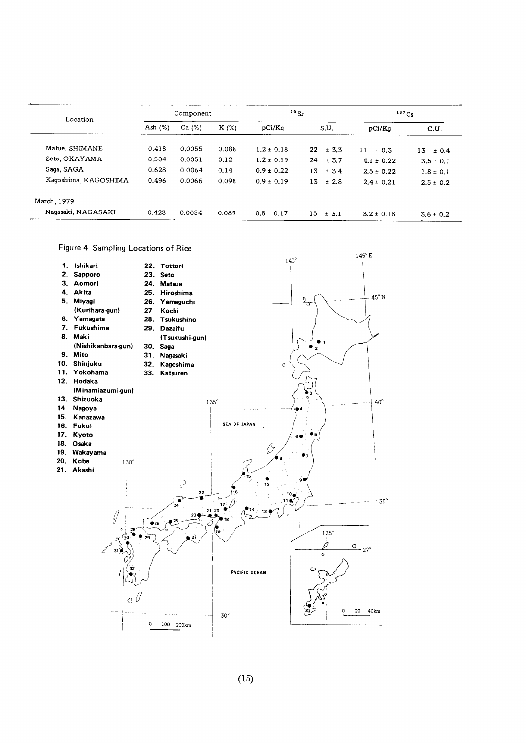| Location | Component | | | $^{90}Sr$ | | $^{137}Cs$ | |
|---|---|---|---|---|---|---|---|
| | Ash (%) | Ca (%) | K (%) | pCi/Kg | S.U. | pCi/Kg | C.U. |
| Matue, SHIMANE | 0.418 | 0.0055 | 0.088 | 1.2 ± 0.18 | 22 ± 3.3 | 11 ± 0.3 | 13 ± 0.4 |
| Seto, OKAYAMA | 0.504 | 0.0051 | 0.12 | 1.2 ± 0.19 | 24 ± 3.7 | 4.1 ± 0.22 | 3.5 ± 0.1 |
| Saga, SAGA | 0.628 | 0.0064 | 0.14 | 0.9 ± 0.22 | 13 ± 3.4 | 2.5 ± 0.22 | 1.8 ± 0.1 |
| Kagoshima, KAGOSHIMA | 0.496 | 0.0066 | 0.098 | 0.9 ± 0.19 | 13 ± 2.8 | 2.4 ± 0.21 | 2.5 ± 0.2 |
| March, 1979 | | | | | | | |
| Nagasaki, NAGASAKI | 0.423 | 0.0054 | 0.089 | 0.8 ± 0.17 | 15 ± 3.1 | 3.2 ± 0.18 | 3.6 ± 0.2 |

Figure 4 Sampling Locations of Rice

1. Ishikari
2. Sapporo
3. Aomori
4. Akita
5. Miyagi (Kurihara-gun)
6. Yamagata
7. Fukushima
8. Maki (Nishikanbara-gun)
9. Mito
10. Shinjuku
11. Yokohama
12. Hodaka (Minamiazumi-gun)
13. Shizuoka
14. Nagoya
15. Kanazawa
16. Fukui
17. Kyoto
18. Osaka
19. Wakayama
20. Kobe
21. Akashi
22. Tottori
23. Seto
24. Matsue
25. Hiroshima
26. Yamaguchi
27. Kochi
28. Tsukushino
29. Dazaifu (Tsukushi-gun)
30. Saga
31. Nagasaki
32. Kagoshima
33. Katsuren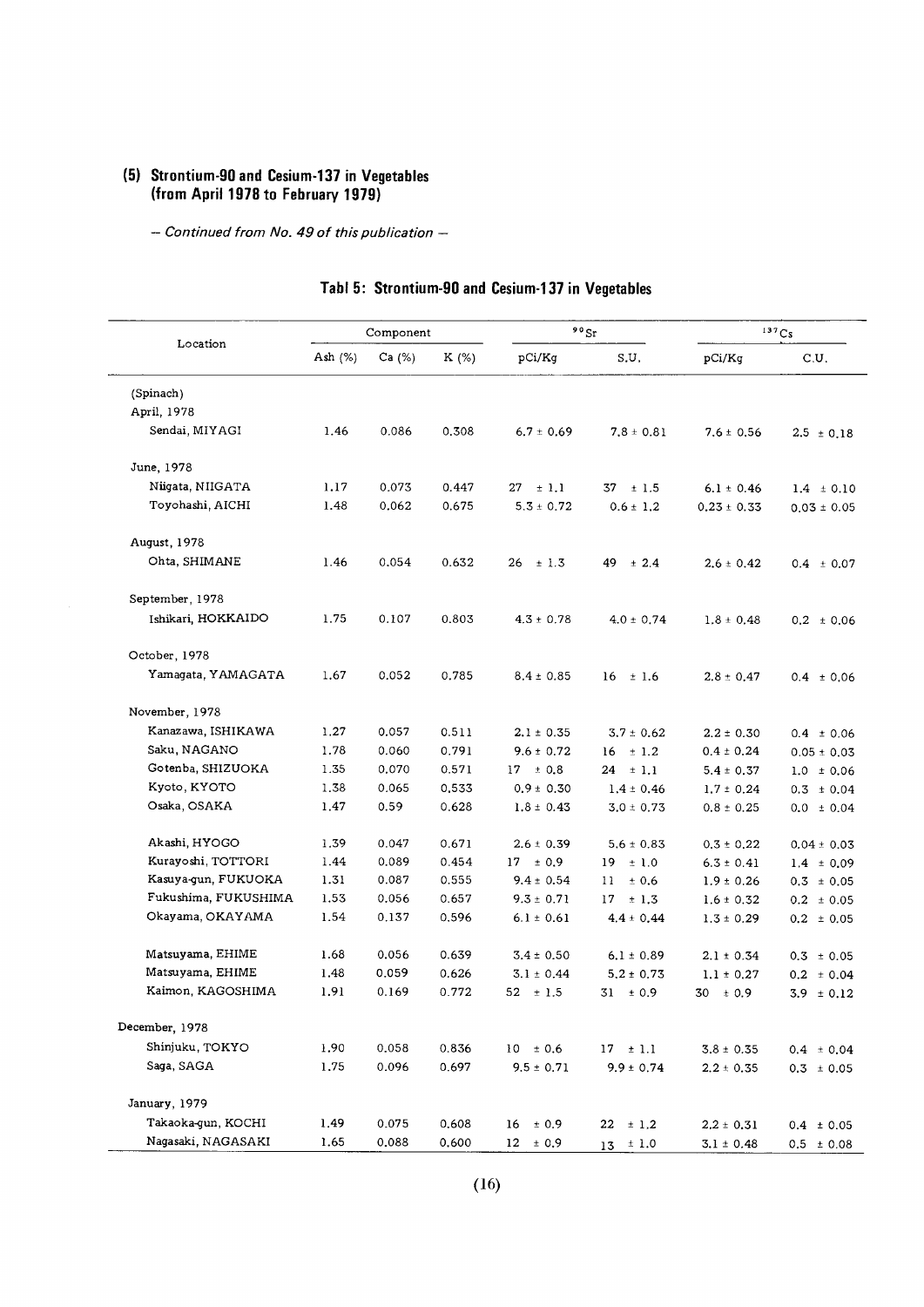## (5) Strontium-90 and Cesium-137 in Vegetables (from April 1978 to February 1979)

*— Continued from No. 49 of this publication —*

### Tabl 5: Strontium-90 and Cesium-137 in Vegetables

| Location | Component | | | $^{90}Sr$ | | $^{137}Cs$ | |
|---|---|---|---|---|---|---|---|
| | Ash (%) | Ca (%) | K (%) | pCi/Kg | S.U. | pCi/Kg | C.U. |
| (Spinach) | | | | | | | |
| April, 1978 | | | | | | | |
| Sendai, MIYAGI | 1.46 | 0.086 | 0.308 | 6.7 ± 0.69 | 7.8 ± 0.81 | 7.6 ± 0.56 | 2.5 ± 0.18 |
| June, 1978 | | | | | | | |
| Niigata, NIIGATA | 1.17 | 0.073 | 0.447 | 27 ± 1.1 | 37 ± 1.5 | 6.1 ± 0.46 | 1.4 ± 0.10 |
| Toyohashi, AICHI | 1.48 | 0.062 | 0.675 | 5.3 ± 0.72 | 0.6 ± 1.2 | 0.23 ± 0.33 | 0.03 ± 0.05 |
| August, 1978 | | | | | | | |
| Ohta, SHIMANE | 1.46 | 0.054 | 0.632 | 26 ± 1.3 | 49 ± 2.4 | 2.6 ± 0.42 | 0.4 ± 0.07 |
| September, 1978 | | | | | | | |
| Ishikari, HOKKAIDO | 1.75 | 0.107 | 0.803 | 4.3 ± 0.78 | 4.0 ± 0.74 | 1.8 ± 0.48 | 0.2 ± 0.06 |
| October, 1978 | | | | | | | |
| Yamagata, YAMAGATA | 1.67 | 0.052 | 0.785 | 8.4 ± 0.85 | 16 ± 1.6 | 2.8 ± 0.47 | 0.4 ± 0.06 |
| November, 1978 | | | | | | | |
| Kanazawa, ISHIKAWA | 1.27 | 0.057 | 0.511 | 2.1 ± 0.35 | 3.7 ± 0.62 | 2.2 ± 0.30 | 0.4 ± 0.06 |
| Saku, NAGANO | 1.78 | 0.060 | 0.791 | 9.6 ± 0.72 | 16 ± 1.2 | 0.4 ± 0.24 | 0.05 ± 0.03 |
| Gotenba, SHIZUOKA | 1.35 | 0.070 | 0.571 | 17 ± 0.8 | 24 ± 1.1 | 5.4 ± 0.37 | 1.0 ± 0.06 |
| Kyoto, KYOTO | 1.38 | 0.065 | 0.533 | 0.9 ± 0.30 | 1.4 ± 0.46 | 1.7 ± 0.24 | 0.3 ± 0.04 |
| Osaka, OSAKA | 1.47 | 0.59 | 0.628 | 1.8 ± 0.43 | 3.0 ± 0.73 | 0.8 ± 0.25 | 0.0 ± 0.04 |
| Akashi, HYOGO | 1.39 | 0.047 | 0.671 | 2.6 ± 0.39 | 5.6 ± 0.83 | 0.3 ± 0.22 | 0.04 ± 0.03 |
| Kurayoshi, TOTTORI | 1.44 | 0.089 | 0.454 | 17 ± 0.9 | 19 ± 1.0 | 6.3 ± 0.41 | 1.4 ± 0.09 |
| Kasuya-gun, FUKUOKA | 1.31 | 0.087 | 0.555 | 9.4 ± 0.54 | 11 ± 0.6 | 1.9 ± 0.26 | 0.3 ± 0.05 |
| Fukushima, FUKUSHIMA | 1.53 | 0.056 | 0.657 | 9.3 ± 0.71 | 17 ± 1.3 | 1.6 ± 0.32 | 0.2 ± 0.05 |
| Okayama, OKAYAMA | 1.54 | 0.137 | 0.596 | 6.1 ± 0.61 | 4.4 ± 0.44 | 1.3 ± 0.29 | 0.2 ± 0.05 |
| Matsuyama, EHIME | 1.68 | 0.056 | 0.639 | 3.4 ± 0.50 | 6.1 ± 0.89 | 2.1 ± 0.34 | 0.3 ± 0.05 |
| Matsuyama, EHIME | 1.48 | 0.059 | 0.626 | 3.1 ± 0.44 | 5.2 ± 0.73 | 1.1 ± 0.27 | 0.2 ± 0.04 |
| Kaimon, KAGOSHIMA | 1.91 | 0.169 | 0.772 | 52 ± 1.5 | 31 ± 0.9 | 30 ± 0.9 | 3.9 ± 0.12 |
| December, 1978 | | | | | | | |
| Shinjuku, TOKYO | 1.90 | 0.058 | 0.836 | 10 ± 0.6 | 17 ± 1.1 | 3.8 ± 0.35 | 0.4 ± 0.04 |
| Saga, SAGA | 1.75 | 0.096 | 0.697 | 9.5 ± 0.71 | 9.9 ± 0.74 | 2.2 ± 0.35 | 0.3 ± 0.05 |
| January, 1979 | | | | | | | |
| Takaoka-gun, KOCHI | 1.49 | 0.075 | 0.608 | 16 ± 0.9 | 22 ± 1.2 | 2.2 ± 0.31 | 0.4 ± 0.05 |
| Nagasaki, NAGASAKI | 1.65 | 0.088 | 0.600 | 12 ± 0.9 | 13 ± 1.0 | 3.1 ± 0.48 | 0.5 ± 0.08 |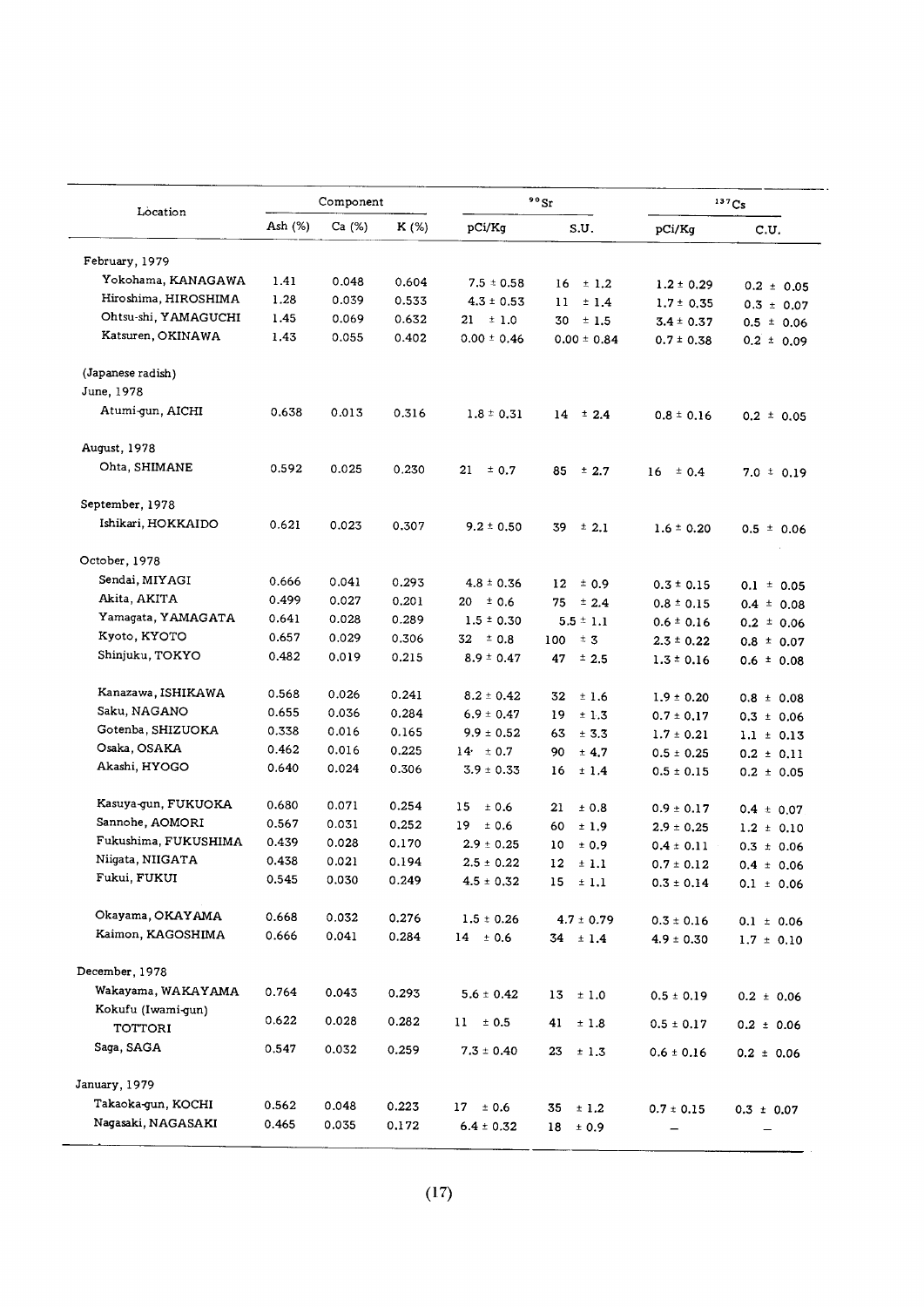| Location | Component | | | $^{90}Sr$ | | $^{137}Cs$ | |
|---|---|---|---|---|---|---|---|
| | Ash (%) | Ca (%) | K (%) | pCi/Kg | S.U. | pCi/Kg | C.U. |
| February, 1979 | | | | | | | |
| Yokohama, KANAGAWA | 1.41 | 0.048 | 0.604 | 7.5 ± 0.58 | 16 ± 1.2 | 1.2 ± 0.29 | 0.2 ± 0.05 |
| Hiroshima, HIROSHIMA | 1.28 | 0.039 | 0.533 | 4.3 ± 0.53 | 11 ± 1.4 | 1.7 ± 0.35 | 0.3 ± 0.07 |
| Ohtsu-shi, YAMAGUCHI | 1.45 | 0.069 | 0.632 | 21 ± 1.0 | 30 ± 1.5 | 3.4 ± 0.37 | 0.5 ± 0.06 |
| Katsuren, OKINAWA | 1.43 | 0.055 | 0.402 | 0.00 ± 0.46 | 0.00 ± 0.84 | 0.7 ± 0.38 | 0.2 ± 0.09 |
| (Japanese radish) | | | | | | | |
| June, 1978 | | | | | | | |
| Atumi-gun, AICHI | 0.638 | 0.013 | 0.316 | 1.8 ± 0.31 | 14 ± 2.4 | 0.8 ± 0.16 | 0.2 ± 0.05 |
| August, 1978 | | | | | | | |
| Ohta, SHIMANE | 0.592 | 0.025 | 0.230 | 21 ± 0.7 | 85 ± 2.7 | 16 ± 0.4 | 7.0 ± 0.19 |
| September, 1978 | | | | | | | |
| Ishikari, HOKKAIDO | 0.621 | 0.023 | 0.307 | 9.2 ± 0.50 | 39 ± 2.1 | 1.6 ± 0.20 | 0.5 ± 0.06 |
| October, 1978 | | | | | | | |
| Sendai, MIYAGI | 0.666 | 0.041 | 0.293 | 4.8 ± 0.36 | 12 ± 0.9 | 0.3 ± 0.15 | 0.1 ± 0.05 |
| Akita, AKITA | 0.499 | 0.027 | 0.201 | 20 ± 0.6 | 75 ± 2.4 | 0.8 ± 0.15 | 0.4 ± 0.08 |
| Yamagata, YAMAGATA | 0.641 | 0.028 | 0.289 | 1.5 ± 0.30 | 5.5 ± 1.1 | 0.6 ± 0.16 | 0.2 ± 0.06 |
| Kyoto, KYOTO | 0.657 | 0.029 | 0.306 | 32 ± 0.8 | 100 ± 3 | 2.3 ± 0.22 | 0.8 ± 0.07 |
| Shinjuku, TOKYO | 0.482 | 0.019 | 0.215 | 8.9 ± 0.47 | 47 ± 2.5 | 1.3 ± 0.16 | 0.6 ± 0.08 |
| Kanazawa, ISHIKAWA | 0.568 | 0.026 | 0.241 | 8.2 ± 0.42 | 32 ± 1.6 | 1.9 ± 0.20 | 0.8 ± 0.08 |
| Saku, NAGANO | 0.655 | 0.036 | 0.284 | 6.9 ± 0.47 | 19 ± 1.3 | 0.7 ± 0.17 | 0.3 ± 0.06 |
| Gotenba, SHIZUOKA | 0.338 | 0.016 | 0.165 | 9.9 ± 0.52 | 63 ± 3.3 | 1.7 ± 0.21 | 1.1 ± 0.13 |
| Osaka, OSAKA | 0.462 | 0.016 | 0.225 | 14 ± 0.7 | 90 ± 4.7 | 0.5 ± 0.25 | 0.2 ± 0.11 |
| Akashi, HYOGO | 0.640 | 0.024 | 0.306 | 3.9 ± 0.33 | 16 ± 1.4 | 0.5 ± 0.15 | 0.2 ± 0.05 |
| Kasuya-gun, FUKUOKA | 0.680 | 0.071 | 0.254 | 15 ± 0.6 | 21 ± 0.8 | 0.9 ± 0.17 | 0.4 ± 0.07 |
| Sannohe, AOMORI | 0.567 | 0.031 | 0.252 | 19 ± 0.6 | 60 ± 1.9 | 2.9 ± 0.25 | 1.2 ± 0.10 |
| Fukushima, FUKUSHIMA | 0.439 | 0.028 | 0.170 | 2.9 ± 0.25 | 10 ± 0.9 | 0.4 ± 0.11 | 0.3 ± 0.06 |
| Niigata, NIIGATA | 0.438 | 0.021 | 0.194 | 2.5 ± 0.22 | 12 ± 1.1 | 0.7 ± 0.12 | 0.4 ± 0.06 |
| Fukui, FUKUI | 0.545 | 0.030 | 0.249 | 4.5 ± 0.32 | 15 ± 1.1 | 0.3 ± 0.14 | 0.1 ± 0.06 |
| Okayama, OKAYAMA | 0.668 | 0.032 | 0.276 | 1.5 ± 0.26 | 4.7 ± 0.79 | 0.3 ± 0.16 | 0.1 ± 0.06 |
| Kaimon, KAGOSHIMA | 0.666 | 0.041 | 0.284 | 14 ± 0.6 | 34 ± 1.4 | 4.9 ± 0.30 | 1.7 ± 0.10 |
| December, 1978 | | | | | | | |
| Wakayama, WAKAYAMA | 0.764 | 0.043 | 0.293 | 5.6 ± 0.42 | 13 ± 1.0 | 0.5 ± 0.19 | 0.2 ± 0.06 |
| Kokufu (Iwami-gun) TOTTORI | 0.622 | 0.028 | 0.282 | 11 ± 0.5 | 41 ± 1.8 | 0.5 ± 0.17 | 0.2 ± 0.06 |
| Saga, SAGA | 0.547 | 0.032 | 0.259 | 7.3 ± 0.40 | 23 ± 1.3 | 0.6 ± 0.16 | 0.2 ± 0.06 |
| January, 1979 | | | | | | | |
| Takaoka-gun, KOCHI | 0.562 | 0.048 | 0.223 | 17 ± 0.6 | 35 ± 1.2 | 0.7 ± 0.15 | 0.3 ± 0.07 |
| Nagasaki, NAGASAKI | 0.465 | 0.035 | 0.172 | 6.4 ± 0.32 | 18 ± 0.9 | – | – |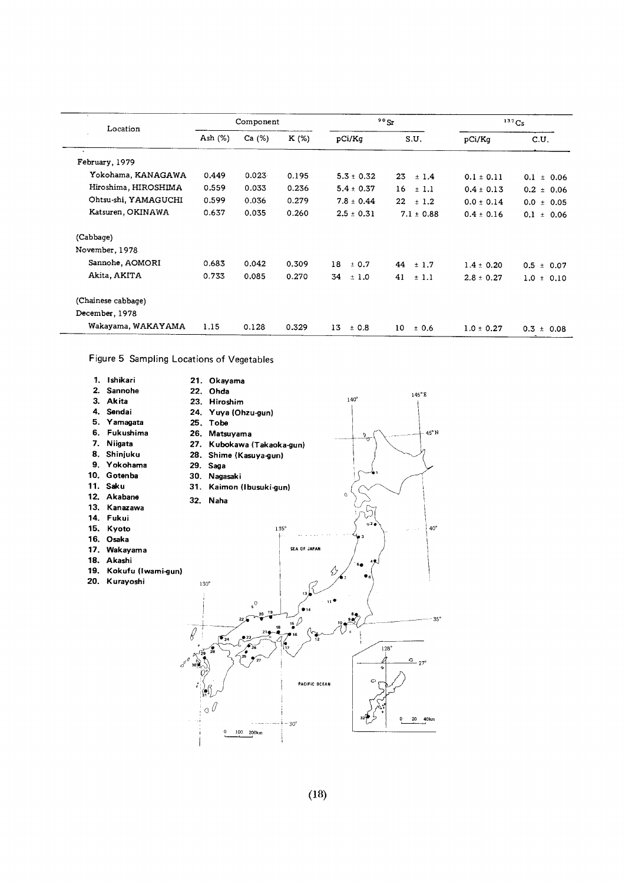| Location | Component | | | $^{90}Sr$ | | $^{137}Cs$ | |
|---|---|---|---|---|---|---|---|
| | Ash (%) | Ca (%) | K (%) | pCi/Kg | S.U. | pCi/Kg | C.U. |
| February, 1979 | | | | | | | |
| Yokohama, KANAGAWA | 0.449 | 0.023 | 0.195 | 5.3 ± 0.32 | 23 ± 1.4 | 0.1 ± 0.11 | 0.1 ± 0.06 |
| Hiroshima, HIROSHIMA | 0.559 | 0.033 | 0.236 | 5.4 ± 0.37 | 16 ± 1.1 | 0.4 ± 0.13 | 0.2 ± 0.06 |
| Ohtsu-shi, YAMAGUCHI | 0.599 | 0.036 | 0.279 | 7.8 ± 0.44 | 22 ± 1.2 | 0.0 ± 0.14 | 0.0 ± 0.05 |
| Katsuren, OKINAWA | 0.637 | 0.035 | 0.260 | 2.5 ± 0.31 | 7.1 ± 0.88 | 0.4 ± 0.16 | 0.1 ± 0.06 |
| (Cabbage) | | | | | | | |
| November, 1978 | | | | | | | |
| Sannohe, AOMORI | 0.683 | 0.042 | 0.309 | 18 ± 0.7 | 44 ± 1.7 | 1.4 ± 0.20 | 0.5 ± 0.07 |
| Akita, AKITA | 0.733 | 0.085 | 0.270 | 34 ± 1.0 | 41 ± 1.1 | 2.8 ± 0.27 | 1.0 ± 0.10 |
| (Chainese cabbage) | | | | | | | |
| December, 1978 | | | | | | | |
| Wakayama, WAKAYAMA | 1.15 | 0.128 | 0.329 | 13 ± 0.8 | 10 ± 0.6 | 1.0 ± 0.27 | 0.3 ± 0.08 |

Figure 5 Sampling Locations of Vegetables

1. Ishikari
2. Sannohe
3. Akita
4. Sendai
5. Yamagata
6. Fukushima
7. Niigata
8. Shinjuku
9. Yokohama
10. Gotenba
11. Saku
12. Akabane
13. Kanazawa
14. Fukui
15. Kyoto
16. Osaka
17. Wakayama
18. Akashi
19. Kokufu (Iwami-gun)
20. Kurayoshi
21. Okayama
22. Ohda
23. Hiroshim
24. Yuya (Ohzu-gun)
25. Tobe
26. Matsuyama
27. Kubokawa (Takaoka-gun)
28. Shime (Kasuya-gun)
29. Saga
30. Nagasaki
31. Kaimon (Ibusuki-gun)
32. Naha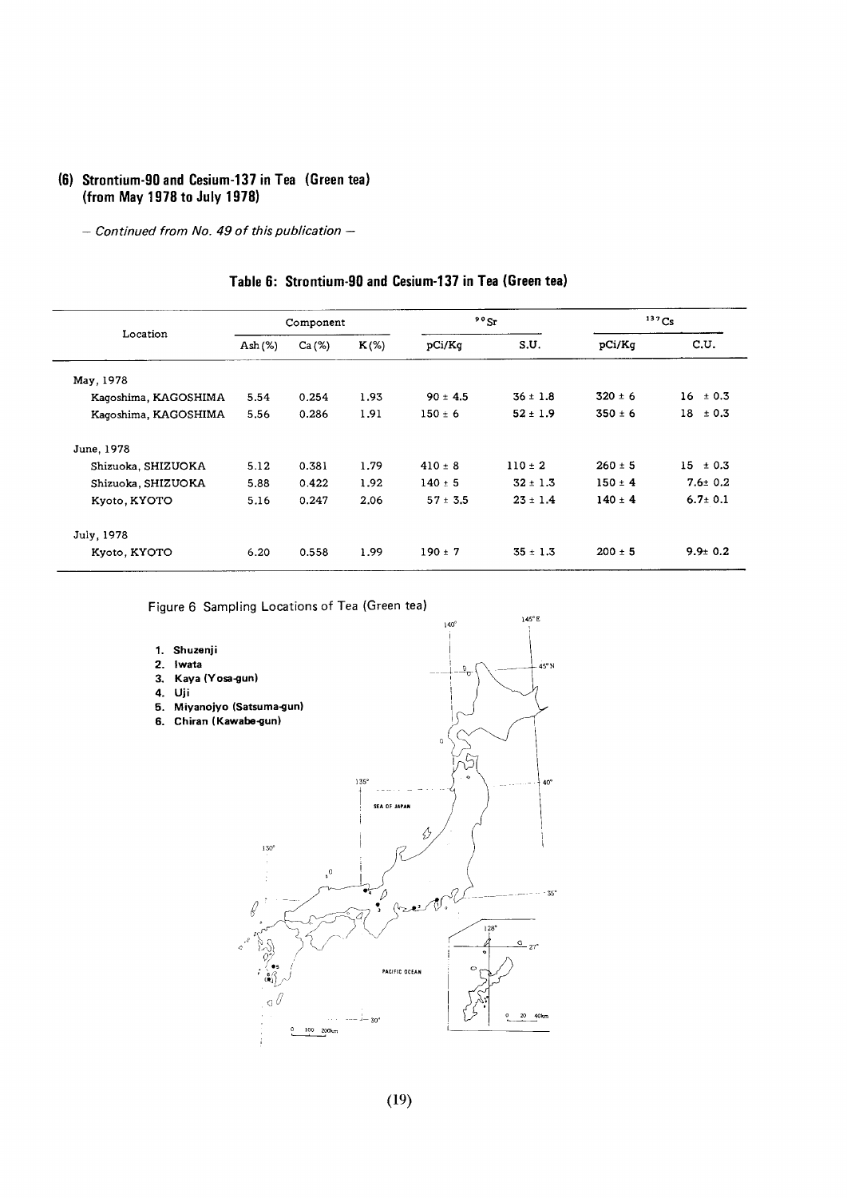## (6) Strontium-90 and Cesium-137 in Tea (Green tea) (from May 1978 to July 1978)

*— Continued from No. 49 of this publication —*

### Table 6: Strontium-90 and Cesium-137 in Tea (Green tea)

| Location | Component | | | $^{90}Sr$ | | $^{137}Cs$ | |
|---|---|---|---|---|---|---|---|
| | Ash (%) | Ca (%) | K (%) | pCi/Kg | S.U. | pCi/Kg | C.U. |
| May, 1978 | | | | | | | |
| Kagoshima, KAGOSHIMA | 5.54 | 0.254 | 1.93 | 90 ± 4.5 | 36 ± 1.8 | 320 ± 6 | 16 ± 0.3 |
| Kagoshima, KAGOSHIMA | 5.56 | 0.286 | 1.91 | 150 ± 6 | 52 ± 1.9 | 350 ± 6 | 18 ± 0.3 |
| June, 1978 | | | | | | | |
| Shizuoka, SHIZUOKA | 5.12 | 0.381 | 1.79 | 410 ± 8 | 110 ± 2 | 260 ± 5 | 15 ± 0.3 |
| Shizuoka, SHIZUOKA | 5.88 | 0.422 | 1.92 | 140 ± 5 | 32 ± 1.3 | 150 ± 4 | 7.6 ± 0.2 |
| Kyoto, KYOTO | 5.16 | 0.247 | 2.06 | 57 ± 3.5 | 23 ± 1.4 | 140 ± 4 | 6.7 ± 0.1 |
| July, 1978 | | | | | | | |
| Kyoto, KYOTO | 6.20 | 0.558 | 1.99 | 190 ± 7 | 35 ± 1.3 | 200 ± 5 | 9.9 ± 0.2 |

Figure 6 Sampling Locations of Tea (Green tea)

1. Shuzenji
2. Iwata
3. Kaya (Yosa-gun)
4. Uji
5. Miyanojyo (Satsuma-gun)
6. Chiran (Kawabe-gun)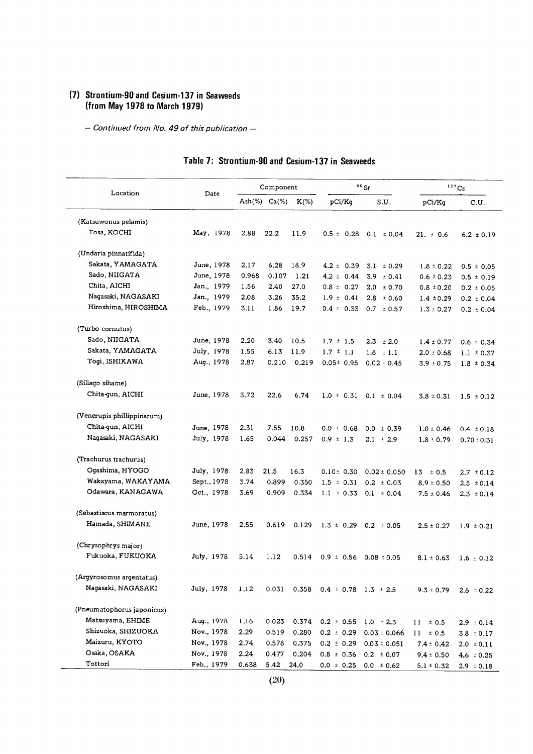## (7) Strontium-90 and Cesium-137 in Seaweeds (from May 1978 to March 1979)

*— Continued from No. 49 of this publication —*

### Table 7: Strontium-90 and Cesium-137 in Seaweeds

| Location | Date | Component | | | $^{90}Sr$ | | $^{137}Cs$ | |
|---|---|---|---|---|---|---|---|---|
| | | Ash(%) | Ca(%) | K(%) | pCi/Kg | S.U. | pCi/Kg | C.U. |
| (Katsuwonus pelamis) | | | | | | | | |
| Tosa, KOCHI | May, 1978 | 2.88 | 22.2 | 11.9 | 0.5 ± 0.28 | 0.1 ± 0.04 | 21. ± 0.6 | 6.2 ± 0.19 |
| (Undaria pinnatifida) | | | | | | | | |
| Sakata, YAMAGATA | June, 1978 | 2.17 | 6.28 | 18.9 | 4.2 ± 0.39 | 3.1 ± 0.29 | 1.8 ± 0.22 | 0.5 ± 0.05 |
| Sado, NIIGATA | June, 1978 | 0.968 | 0.107 | 1.21 | 4.2 ± 0.44 | 3.9 ± 0.41 | 0.6 ± 0.23 | 0.5 ± 0.19 |
| Chita, AICHI | Jan., 1979 | 1.56 | 2.40 | 27.0 | 0.8 ± 0.27 | 2.0 ± 0.70 | 0.8 ± 0.20 | 0.2 ± 0.05 |
| Nagasaki, NAGASAKI | Jan., 1979 | 2.08 | 3.26 | 35.2 | 1.9 ± 0.41 | 2.8 ± 0.60 | 1.4 ± 0.29 | 0.2 ± 0.04 |
| Hiroshima, HIROSHIMA | Feb., 1979 | 3.11 | 1.86 | 19.7 | 0.4 ± 0.33 | 0.7 ± 0.57 | 1.3 ± 0.27 | 0.2 ± 0.04 |
| (Turbo cornutus) | | | | | | | | |
| Sado, NIIGATA | June, 1978 | 2.20 | 3.40 | 10.5 | 1.7 ± 1.5 | 2.3 ± 2.0 | 1.4 ± 0.77 | 0.6 ± 0.34 |
| Sakata, YAMAGATA | July, 1978 | 1.55 | 6.13 | 11.9 | 1.7 ± 1.1 | 1.8 ± 1.1 | 2.0 ± 0.68 | 1.1 ± 0.37 |
| Togi, ISHIKAWA | Aug., 1978 | 2.87 | 0.210 | 0.219 | 0.05 ± 0.95 | 0.02 ± 0.45 | 3.9 ± 0.75 | 1.8 ± 0.34 |
| (Sillago sihame) | | | | | | | | |
| Chita-gun, AICHI | June, 1978 | 3.72 | 22.6 | 6.74 | 1.0 ± 0.31 | 0.1 ± 0.04 | 3.8 ± 0.31 | 1.5 ± 0.12 |
| (Venerupis phillippinarum) | | | | | | | | |
| Chita-gun, AICHI | June, 1978 | 2.31 | 7.55 | 10.8 | 0.0 ± 0.68 | 0.0 ± 0.39 | 1.0 ± 0.46 | 0.4 ± 0.18 |
| Nagasaki, NAGASAKI | July, 1978 | 1.65 | 0.044 | 0.257 | 0.9 ± 1.3 | 2.1 ± 2.9 | 1.8 ± 0.79 | 0.70 ± 0.31 |
| (Trachurus trachurus) | | | | | | | | |
| Ogashima, HYOGO | July, 1978 | 2.83 | 21.5 | 16.3 | 0.10 ± 0.30 | 0.02 ± 0.050 | 13 ± 0.5 | 2.7 ± 0.12 |
| Wakayama, WAKAYAMA | Sept., 1978 | 3.74 | 0.899 | 0.350 | 1.5 ± 0.31 | 0.2 ± 0.03 | 8.9 ± 0.50 | 2.5 ± 0.14 |
| Odawara, KANAGAWA | Oct., 1978 | 3.69 | 0.909 | 0.334 | 1.1 ± 0.33 | 0.1 ± 0.04 | 7.5 ± 0.46 | 2.3 ± 0.14 |
| (Sebastiscus marmoratus) | | | | | | | | |
| Hamada, SHIMANE | June, 1978 | 2.55 | 0.619 | 0.129 | 1.3 ± 0.29 | 0.2 ± 0.05 | 2.5 ± 0.27 | 1.9 ± 0.21 |
| (Chrysophrys major) | | | | | | | | |
| Fukuoka, FUKUOKA | July, 1978 | 5.14 | 1.12 | 0.514 | 0.9 ± 0.56 | 0.08 ± 0.05 | 8.1 ± 0.63 | 1.6 ± 0.12 |
| (Argyrosomus argentatus) | | | | | | | | |
| Nagasaki, NAGASAKI | July, 1978 | 1.12 | 0.031 | 0.358 | 0.4 ± 0.78 | 1.3 ± 2.5 | 9.3 ± 0.79 | 2.6 ± 0.22 |
| (Pneumatophorus japonicus) | | | | | | | | |
| Matsuyama, EHIME | Aug., 1978 | 1.16 | 0.023 | 0.374 | 0.2 ± 0.55 | 1.0 ± 2.3 | 11 ± 0.5 | 2.9 ± 0.14 |
| Shizuoka, SHIZUOKA | Nov., 1978 | 2.29 | 0.519 | 0.280 | 0.2 ± 0.29 | 0.03 ± 0.066 | 11 ± 0.5 | 3.8 ± 0.17 |
| Maizuru, KYOTO | Nov., 1978 | 2.74 | 0.578 | 0.375 | 0.2 ± 0.29 | 0.03 ± 0.051 | 7.4 ± 0.42 | 2.0 ± 0.11 |
| Osaka, OSAKA | Nov., 1978 | 2.24 | 0.477 | 0.204 | 0.8 ± 0.36 | 0.2 ± 0.07 | 9.4 ± 0.50 | 4.6 ± 0.25 |
| Tottori | Feb., 1979 | 0.638 | 5.42 | 24.0 | 0.0 ± 0.25 | 0.0 ± 0.62 | 5.1 ± 0.32 | 2.9 ± 0.18 |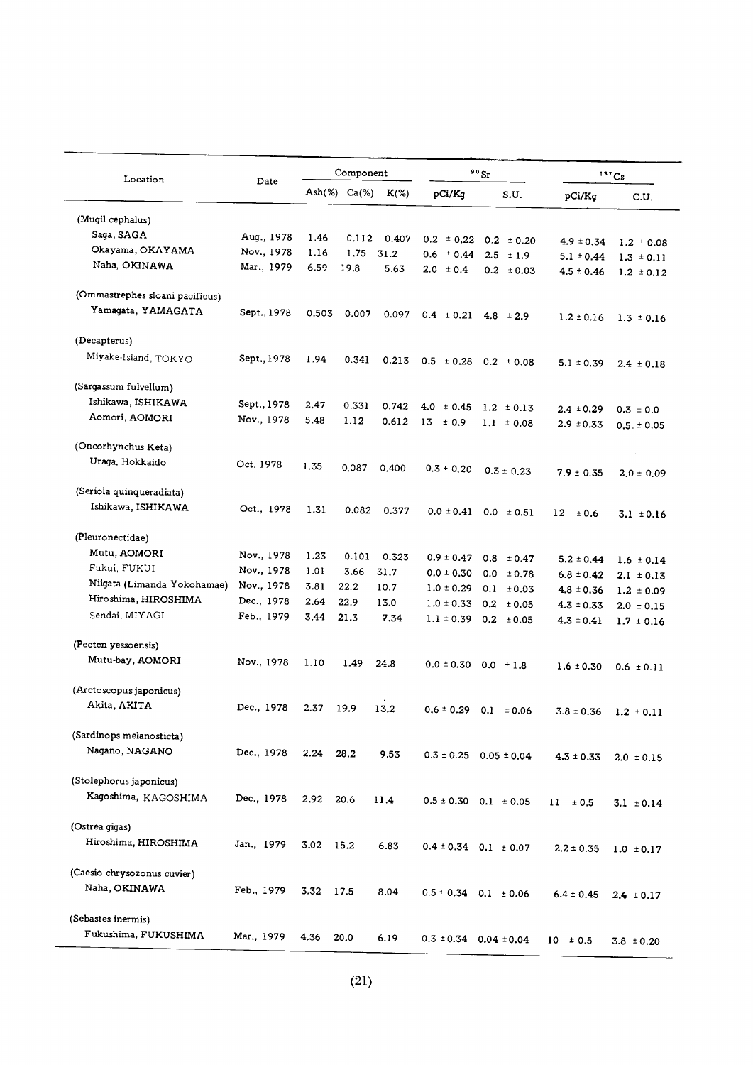| Location | Date | Component | | | $^{90}Sr$ | | $^{137}Cs$ | |
|---|---|---|---|---|---|---|---|---|
| | | Ash(%) | Ca(%) | K(%) | pCi/Kg | S.U. | pCi/Kg | C.U. |
| (Mugil cephalus) | | | | | | | | |
| Saga, SAGA | Aug., 1978 | 1.46 | 0.112 | 0.407 | 0.2 ± 0.22 | 0.2 ± 0.20 | 4.9 ± 0.34 | 1.2 ± 0.08 |
| Okayama, OKAYAMA | Nov., 1978 | 1.16 | 1.75 | 31.2 | 0.6 ± 0.44 | 2.5 ± 1.9 | 5.1 ± 0.44 | 1.3 ± 0.11 |
| Naha, OKINAWA | Mar., 1979 | 6.59 | 19.8 | 5.63 | 2.0 ± 0.4 | 0.2 ± 0.03 | 4.5 ± 0.46 | 1.2 ± 0.12 |
| (Ommastrephes sloani pacificus) | | | | | | | | |
| Yamagata, YAMAGATA | Sept., 1978 | 0.503 | 0.007 | 0.097 | 0.4 ± 0.21 | 4.8 ± 2.9 | 1.2 ± 0.16 | 1.3 ± 0.16 |
| (Decapterus) | | | | | | | | |
| Miyake-Island, TOKYO | Sept., 1978 | 1.94 | 0.341 | 0.213 | 0.5 ± 0.28 | 0.2 ± 0.08 | 5.1 ± 0.39 | 2.4 ± 0.18 |
| (Sargassum fulvellum) | | | | | | | | |
| Ishikawa, ISHIKAWA | Sept., 1978 | 2.47 | 0.331 | 0.742 | 4.0 ± 0.45 | 1.2 ± 0.13 | 2.4 ± 0.29 | 0.3 ± 0.0 |
| Aomori, AOMORI | Nov., 1978 | 5.48 | 1.12 | 0.612 | 13 ± 0.9 | 1.1 ± 0.08 | 2.9 ± 0.33 | 0.5 ± 0.05 |
| (Oncorhynchus Keta) | | | | | | | | |
| Uraga, Hokkaido | Oct. 1978 | 1.35 | 0.087 | 0.400 | 0.3 ± 0.20 | 0.3 ± 0.23 | 7.9 ± 0.35 | 2.0 ± 0.09 |
| (Seriola quinqueradiata) | | | | | | | | |
| Ishikawa, ISHIKAWA | Oct., 1978 | 1.31 | 0.082 | 0.377 | 0.0 ± 0.41 | 0.0 ± 0.51 | 12 ± 0.6 | 3.1 ± 0.16 |
| (Pleuronectidae) | | | | | | | | |
| Mutu, AOMORI | Nov., 1978 | 1.23 | 0.101 | 0.323 | 0.9 ± 0.47 | 0.8 ± 0.47 | 5.2 ± 0.44 | 1.6 ± 0.14 |
| Fukui, FUKUI | Nov., 1978 | 1.01 | 3.66 | 31.7 | 0.0 ± 0.30 | 0.0 ± 0.78 | 6.8 ± 0.42 | 2.1 ± 0.13 |
| Niigata (Limanda Yokohamae) | Nov., 1978 | 3.81 | 22.2 | 10.7 | 1.0 ± 0.29 | 0.1 ± 0.03 | 4.8 ± 0.36 | 1.2 ± 0.09 |
| Hiroshima, HIROSHIMA | Dec., 1978 | 2.64 | 22.9 | 13.0 | 1.0 ± 0.33 | 0.2 ± 0.05 | 4.3 ± 0.33 | 2.0 ± 0.15 |
| Sendai, MIYAGI | Feb., 1979 | 3.44 | 21.3 | 7.34 | 1.1 ± 0.39 | 0.2 ± 0.05 | 4.3 ± 0.41 | 1.7 ± 0.16 |
| (Pecten yessoensis) | | | | | | | | |
| Mutu-bay, AOMORI | Nov., 1978 | 1.10 | 1.49 | 24.8 | 0.0 ± 0.30 | 0.0 ± 1.8 | 1.6 ± 0.30 | 0.6 ± 0.11 |
| (Arctoscopus japonicus) | | | | | | | | |
| Akita, AKITA | Dec., 1978 | 2.37 | 19.9 | 13.2 | 0.6 ± 0.29 | 0.1 ± 0.06 | 3.8 ± 0.36 | 1.2 ± 0.11 |
| (Sardinops melanosticta) | | | | | | | | |
| Nagano, NAGANO | Dec., 1978 | 2.24 | 28.2 | 9.53 | 0.3 ± 0.25 | 0.05 ± 0.04 | 4.3 ± 0.33 | 2.0 ± 0.15 |
| (Stolephorus japonicus) | | | | | | | | |
| Kagoshima, KAGOSHIMA | Dec., 1978 | 2.92 | 20.6 | 11.4 | 0.5 ± 0.30 | 0.1 ± 0.05 | 11 ± 0.5 | 3.1 ± 0.14 |
| (Ostrea gigas) | | | | | | | | |
| Hiroshima, HIROSHIMA | Jan., 1979 | 3.02 | 15.2 | 6.83 | 0.4 ± 0.34 | 0.1 ± 0.07 | 2.2 ± 0.35 | 1.0 ± 0.17 |
| (Caesio chrysozonus cuvier) | | | | | | | | |
| Naha, OKINAWA | Feb., 1979 | 3.32 | 17.5 | 8.04 | 0.5 ± 0.34 | 0.1 ± 0.06 | 6.4 ± 0.45 | 2.4 ± 0.17 |
| (Sebastes inermis) | | | | | | | | |
| Fukushima, FUKUSHIMA | Mar., 1979 | 4.36 | 20.0 | 6.19 | 0.3 ± 0.34 | 0.04 ± 0.04 | 10 ± 0.5 | 3.8 ± 0.20 |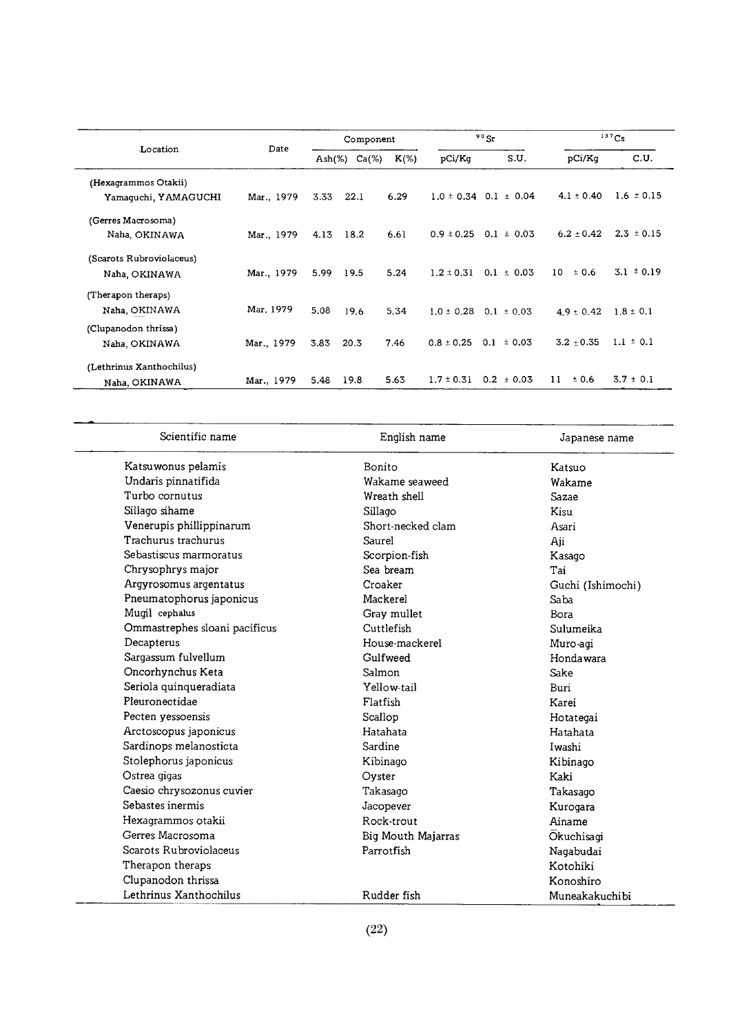| Location | Date | Component | | | $^{90}Sr$ | | $^{137}Cs$ | |
|---|---|---|---|---|---|---|---|---|
| | | Ash(%) | Ca(%) | K(%) | pCi/Kg | S.U. | pCi/Kg | C.U. |
| (Hexagrammos Otakii) Yamaguchi, YAMAGUCHI | Mar., 1979 | 3.33 | 22.1 | 6.29 | 1.0 ± 0.34 | 0.1 ± 0.04 | 4.1 ± 0.40 | 1.6 ± 0.15 |
| (Gerres Macrosoma) Naha, OKINAWA | Mar., 1979 | 4.13 | 18.2 | 6.61 | 0.9 ± 0.25 | 0.1 ± 0.03 | 6.2 ± 0.42 | 2.3 ± 0.15 |
| (Scarots Rubroviolaceus) Naha, OKINAWA | Mar., 1979 | 5.99 | 19.5 | 5.24 | 1.2 ± 0.31 | 0.1 ± 0.03 | 10 ± 0.6 | 3.1 ± 0.19 |
| (Therapon theraps) Naha, OKINAWA | Mar. 1979 | 5.08 | 19.6 | 5.34 | 1.0 ± 0.28 | 0.1 ± 0.03 | 4.9 ± 0.42 | 1.8 ± 0.1 |
| (Clupanodon thrissa) Naha, OKINAWA | Mar., 1979 | 3.83 | 20.3 | 7.46 | 0.8 ± 0.25 | 0.1 ± 0.03 | 3.2 ± 0.35 | 1.1 ± 0.1 |
| (Lethrinus Xanthochilus) Naha, OKINAWA | Mar., 1979 | 5.48 | 19.8 | 5.63 | 1.7 ± 0.31 | 0.2 ± 0.03 | 11 ± 0.6 | 3.7 ± 0.1 |

| Scientific name | English name | Japanese name |
|---|---|---|
| Katsuwonus pelamis | Bonito | Katsuo |
| Undaris pinnatifida | Wakame seaweed | Wakame |
| Turbo cornutus | Wreath shell | Sazae |
| Sillago sihame | Sillago | Kisu |
| Venerupis phillippinarum | Short-necked clam | Asari |
| Trachurus trachurus | Saurel | Aji |
| Sebastiscus marmoratus | Scorpion-fish | Kasago |
| Chrysophrys major | Sea bream | Tai |
| Argyrosomus argentatus | Croaker | Guchi (Ishimochi) |
| Pneumatophorus japonicus | Mackerel | Saba |
| Mugil cephalus | Gray mullet | Bora |
| Ommastrephes sloani pacificus | Cuttlefish | Sulumeika |
| Decapterus | House-mackerel | Muro-agi |
| Sargassum fulvellum | Gulfweed | Hondawara |
| Oncorhynchus Keta | Salmon | Sake |
| Seriola quinqueradiata | Yellow-tail | Buri |
| Pleuronectidae | Flatfish | Karei |
| Pecten yessoensis | Scallop | Hotategai |
| Arctoscopus japonicus | Hatahata | Hatahata |
| Sardinops melanosticta | Sardine | Iwashi |
| Stolephorus japonicus | Kibinago | Kibinago |
| Ostrea gigas | Oyster | Kaki |
| Caesio chrysozonus cuvier | Takasago | Takasago |
| Sebastes inermis | Jacopever | Kurogara |
| Hexagrammos otakii | Rock-trout | Ainame |
| Gerres Macrosoma | Big Mouth Majarras | Ōkuchisagi |
| Scarots Rubroviolaceus | Parrotfish | Nagabudai |
| Therapon theraps | | Kotohiki |
| Clupanodon thrissa | | Konoshiro |
| Lethrinus Xanthochilus | Rudder fish | Muneakakuchibi |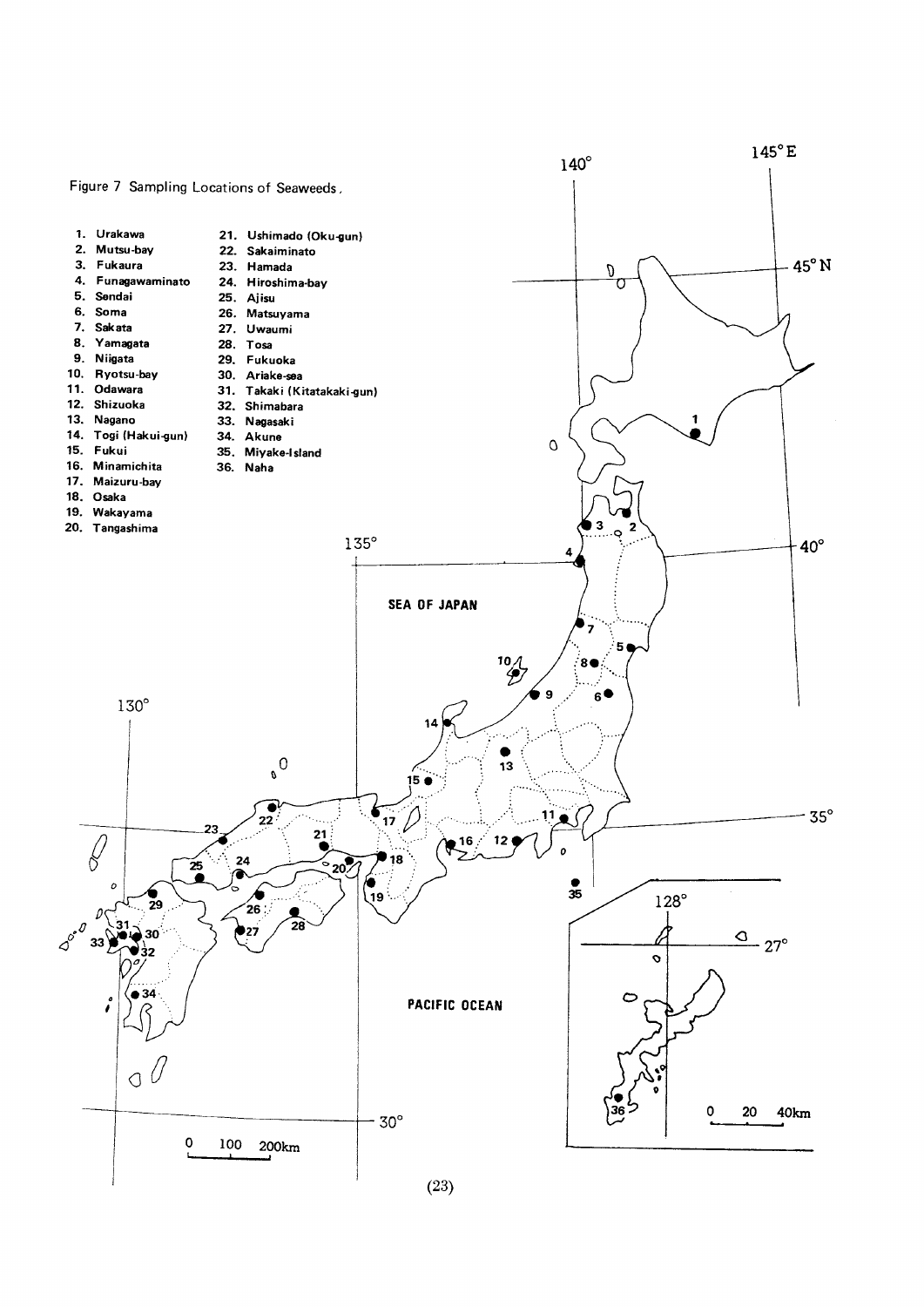Figure 7 Sampling Locations of Seaweeds.

1. Urakawa
2. Mutsu-bay
3. Fukaura
4. Funagawaminato
5. Sendai
6. Soma
7. Sakata
8. Yamagata
9. Niigata
10. Ryotsu-bay
11. Odawara
12. Shizuoka
13. Nagano
14. Togi (Hakui-gun)
15. Fukui
16. Minamichita
17. Maizuru-bay
18. Osaka
19. Wakayama
20. Tangashima
21. Ushimado (Oku-gun)
22. Sakaiminato
23. Hamada
24. Hiroshima-bay
25. Ajisu
26. Matsuyama
27. Uwaumi
28. Tosa
29. Fukuoka
30. Ariake-sea
31. Takaki (Kitatakaki-gun)
32. Shimabara
33. Nagasaki
34. Akune
35. Miyake-Island
36. Naha

SEA OF JAPAN

PACIFIC OCEAN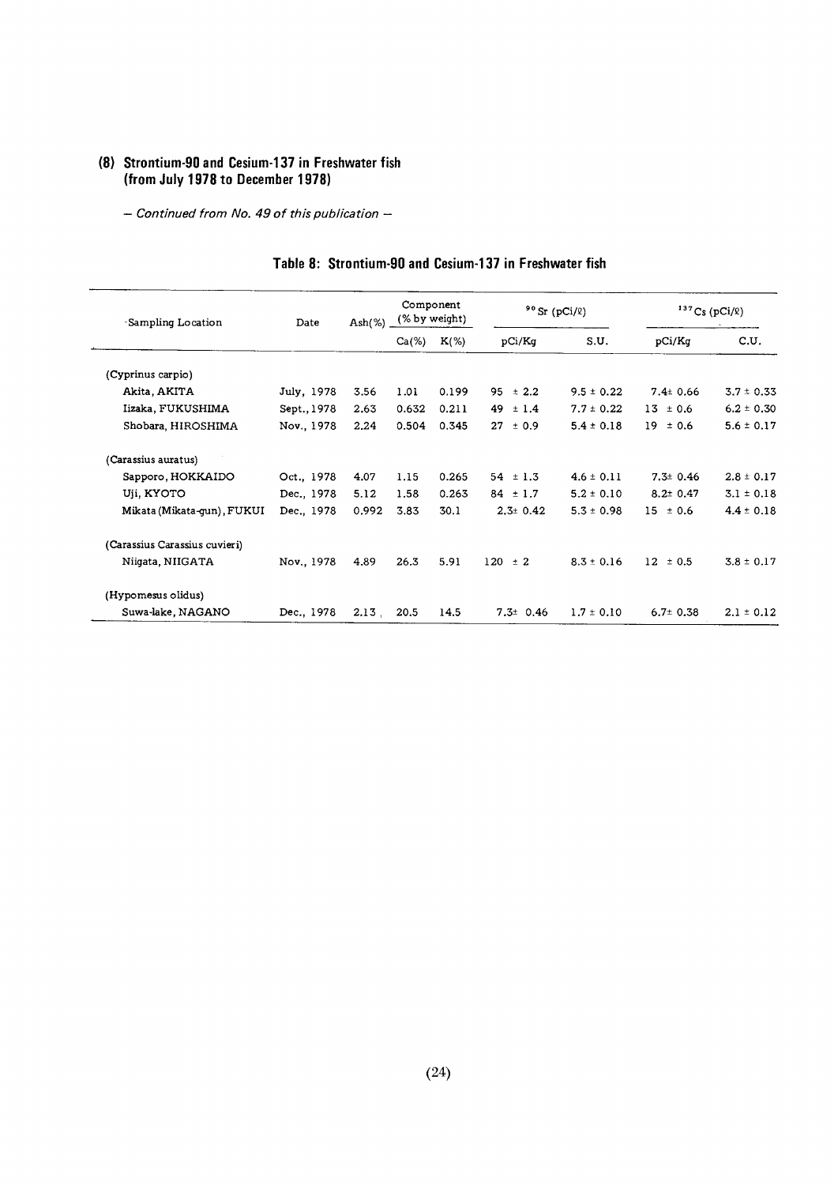## (8) Strontium-90 and Cesium-137 in Freshwater fish (from July 1978 to December 1978)

*— Continued from No. 49 of this publication —*

### Table 8: Strontium-90 and Cesium-137 in Freshwater fish

| Sampling Location | Date | Ash(%) | Component (% by weight) | | $^{90}Sr$ (pCi/ℓ) | | $^{137}Cs$ (pCi/ℓ) | |
|---|---|---|---|---|---|---|---|---|
| | | | Ca(%) | K(%) | pCi/Kg | S.U. | pCi/Kg | C.U. |
| (Cyprinus carpio) | | | | | | | | |
| Akita, AKITA | July, 1978 | 3.56 | 1.01 | 0.199 | 95 ± 2.2 | 9.5 ± 0.22 | 7.4± 0.66 | 3.7 ± 0.33 |
| Iizaka, FUKUSHIMA | Sept., 1978 | 2.63 | 0.632 | 0.211 | 49 ± 1.4 | 7.7 ± 0.22 | 13 ± 0.6 | 6.2 ± 0.30 |
| Shobara, HIROSHIMA | Nov., 1978 | 2.24 | 0.504 | 0.345 | 27 ± 0.9 | 5.4 ± 0.18 | 19 ± 0.6 | 5.6 ± 0.17 |
| (Carassius auratus) | | | | | | | | |
| Sapporo, HOKKAIDO | Oct., 1978 | 4.07 | 1.15 | 0.265 | 54 ± 1.3 | 4.6 ± 0.11 | 7.3± 0.46 | 2.8 ± 0.17 |
| Uji, KYOTO | Dec., 1978 | 5.12 | 1.58 | 0.263 | 84 ± 1.7 | 5.2 ± 0.10 | 8.2± 0.47 | 3.1 ± 0.18 |
| Mikata (Mikata-gun), FUKUI | Dec., 1978 | 0.992 | 3.83 | 30.1 | 2.3± 0.42 | 5.3 ± 0.98 | 15 ± 0.6 | 4.4 ± 0.18 |
| (Carassius Carassius cuvieri) | | | | | | | | |
| Niigata, NIIGATA | Nov., 1978 | 4.89 | 26.3 | 5.91 | 120 ± 2 | 8.3 ± 0.16 | 12 ± 0.5 | 3.8 ± 0.17 |
| (Hypomesus olidus) | | | | | | | | |
| Suwa-lake, NAGANO | Dec., 1978 | 2.13 | 20.5 | 14.5 | 7.3± 0.46 | 1.7 ± 0.10 | 6.7± 0.38 | 2.1 ± 0.12 |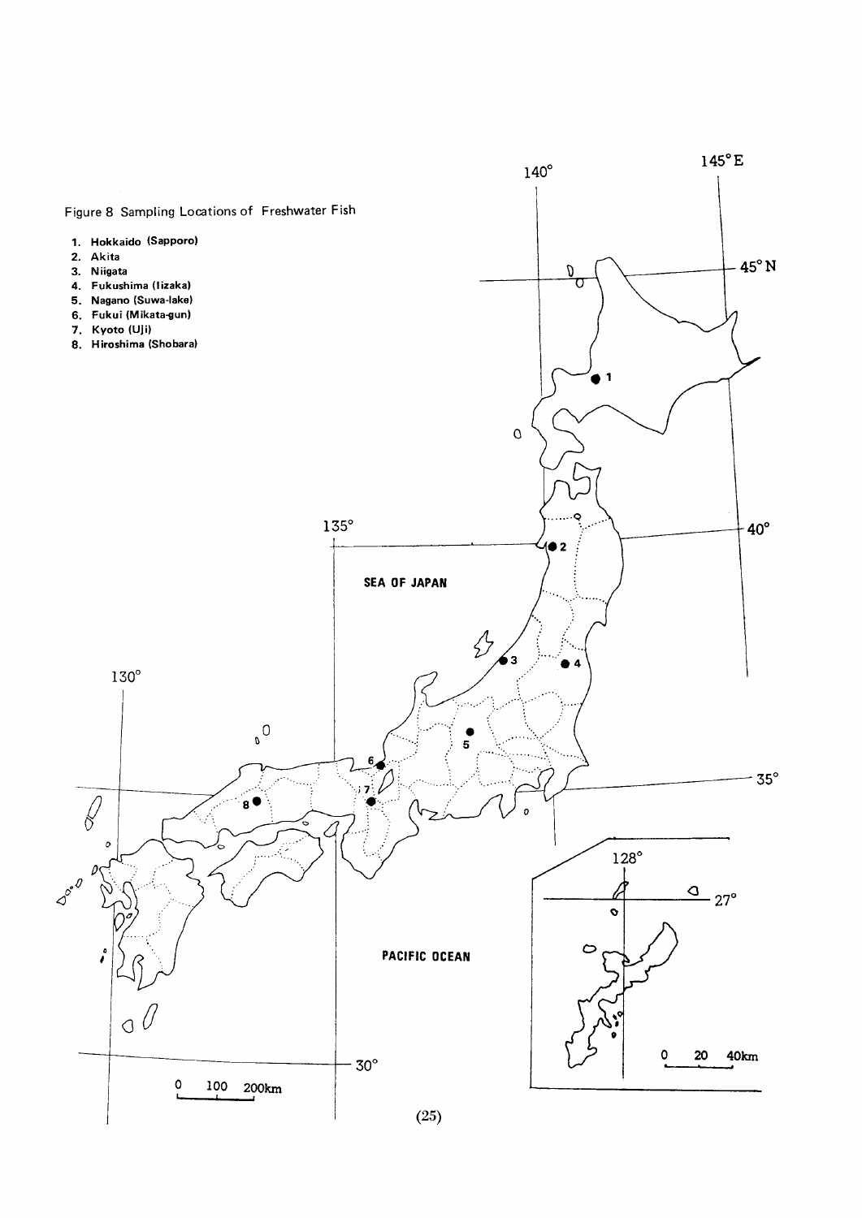Figure 8 Sampling Locations of Freshwater Fish

1. Hokkaido (Sapporo)
2. Akita
3. Niigata
4. Fukushima (Iizaka)
5. Nagano (Suwa-lake)
6. Fukui (Mikata-gun)
7. Kyoto (Uji)
8. Hiroshima (Shobara)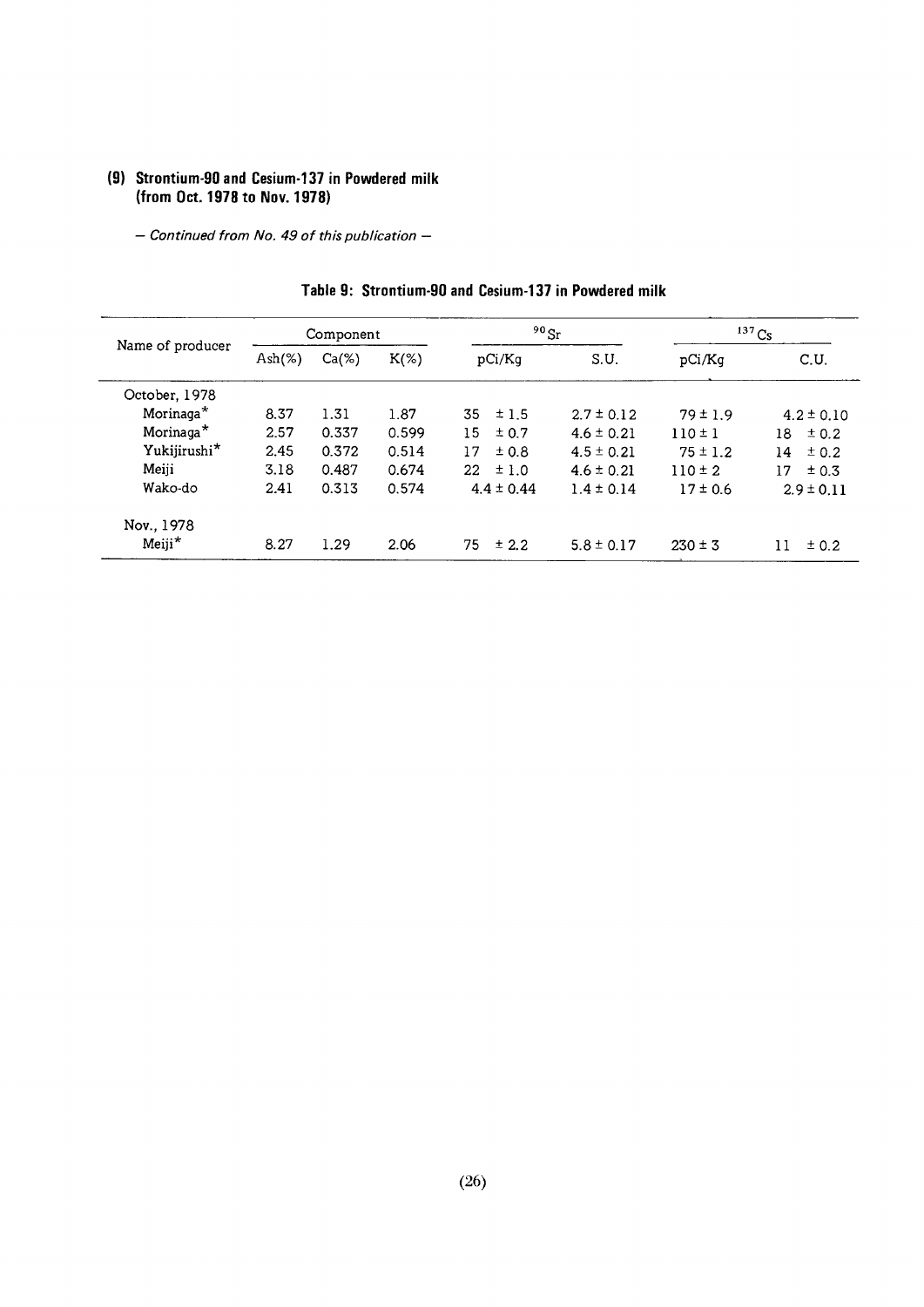### (9) Strontium-90 and Cesium-137 in Powdered milk (from Oct. 1978 to Nov. 1978)

*— Continued from No. 49 of this publication —*

**Table 9: Strontium-90 and Cesium-137 in Powdered milk**

| Name of producer | Component | | | $^{90}Sr$ | | $^{137}Cs$ | |
|---|---|---|---|---|---|---|---|
| | Ash(%) | Ca(%) | K(%) | pCi/Kg | S.U. | pCi/Kg | C.U. |
| October, 1978 | | | | | | | |
| Morinaga* | 8.37 | 1.31 | 1.87 | 35 ± 1.5 | 2.7 ± 0.12 | 79 ± 1.9 | 4.2 ± 0.10 |
| Morinaga* | 2.57 | 0.337 | 0.599 | 15 ± 0.7 | 4.6 ± 0.21 | 110 ± 1 | 18 ± 0.2 |
| Yukijirushi* | 2.45 | 0.372 | 0.514 | 17 ± 0.8 | 4.5 ± 0.21 | 75 ± 1.2 | 14 ± 0.2 |
| Meiji | 3.18 | 0.487 | 0.674 | 22 ± 1.0 | 4.6 ± 0.21 | 110 ± 2 | 17 ± 0.3 |
| Wako-do | 2.41 | 0.313 | 0.574 | 4.4 ± 0.44 | 1.4 ± 0.14 | 17 ± 0.6 | 2.9 ± 0.11 |
| Nov., 1978 | | | | | | | |
| Meiji* | 8.27 | 1.29 | 2.06 | 75 ± 2.2 | 5.8 ± 0.17 | 230 ± 3 | 11 ± 0.2 |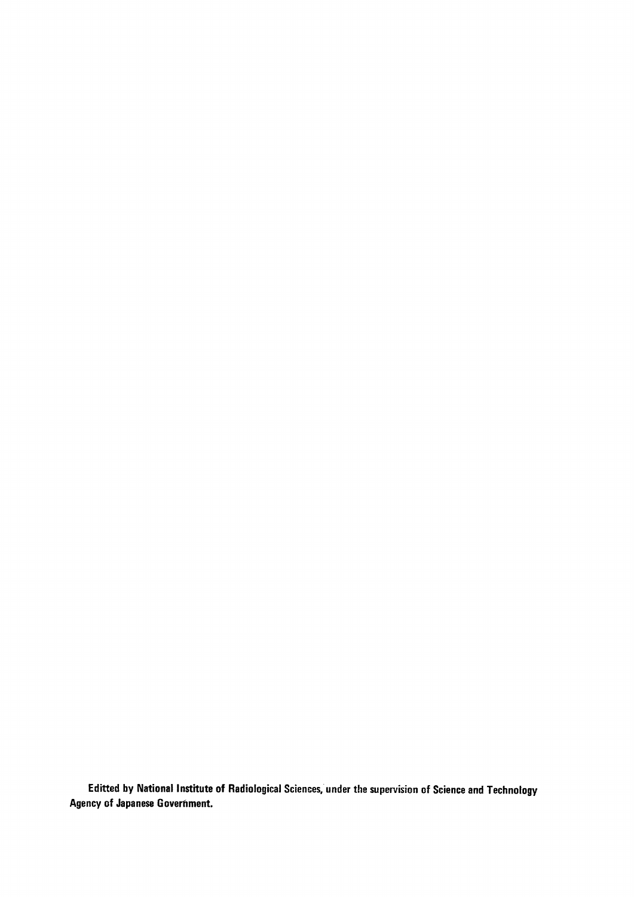**Editted by National Institute of Radiological Sciences, under the supervision of Science and Technology Agency of Japanese Government.**